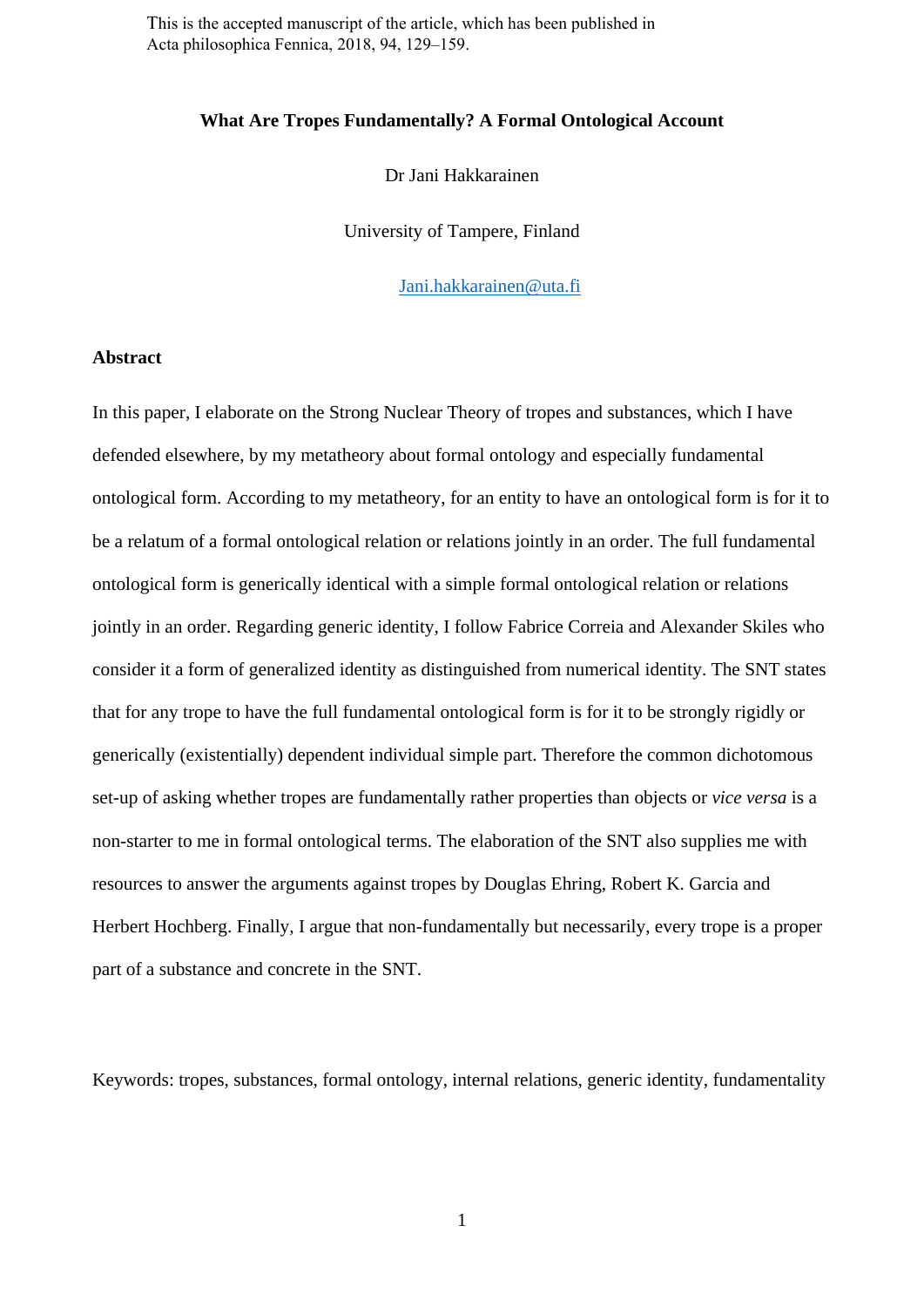This is the accepted manuscript of the article, which has been published in Acta philosophica Fennica, 2018, 94, 129–159.

# What Are Tropes Fundamentally? A Formal Ontological Account

Dr Jani Hakkarainen

University of Tampere, Finland

Jani.hakkarainen@uta.fi

## Abstract

In this paper, I elaborate on the Strong Nuclear Theory of tropes and substances, which I have defended elsewhere, by my metatheory about formal ontology and especially fundamental ontological form. According to my metatheory, for an entity to have an ontological form is for it to be a relatum of a formal ontological relation or relations jointly in an order. The full fundamental ontological form is generically identical with a simple formal ontological relation or relations jointly in an order. Regarding generic identity, I follow Fabrice Correia and Alexander Skiles who consider it a form of generalized identity as distinguished from numerical identity. The SNT states that for any trope to have the full fundamental ontological form is for it to be strongly rigidly or generically (existentially) dependent individual simple part. Therefore the common dichotomous set-up of asking whether tropes are fundamentally rather properties than objects or *vice versa* is a non-starter to me in formal ontological terms. The elaboration of the SNT also supplies me with resources to answer the arguments against tropes by Douglas Ehring, Robert K. Garcia and Herbert Hochberg. Finally, I argue that non-fundamentally but necessarily, every trope is a proper part of a substance and concrete in the SNT.

Keywords: tropes, substances, formal ontology, internal relations, generic identity, fundamentality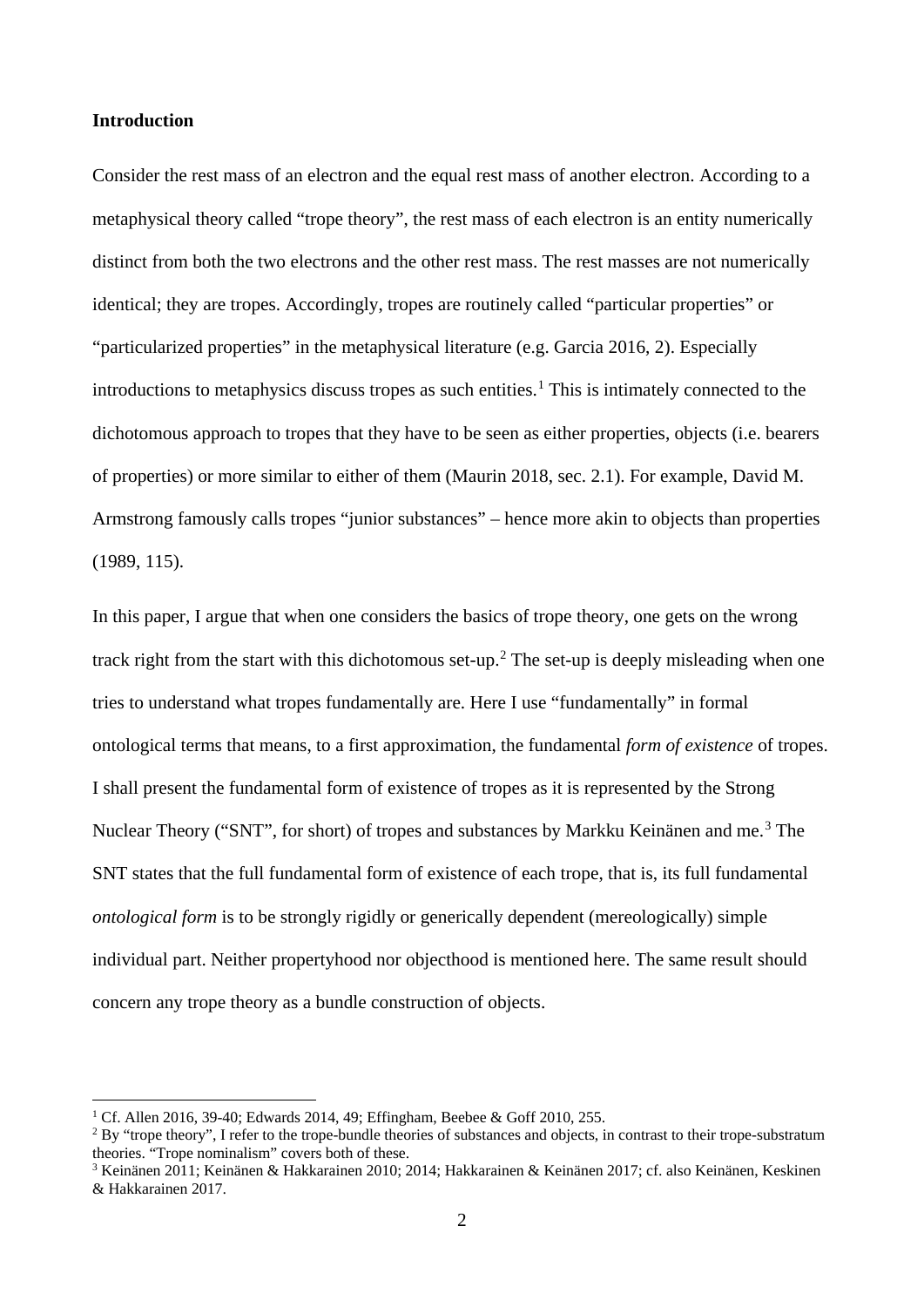**Introduction**

Consider the rest mass of an electron and the equal rest mass of another electron. According to a metaphysical theory called "trope theory", the rest mass of each electron is an entity numerically distinct from both the two electrons and the other rest mass. The rest masses are not numerically identical; they are tropes. Accordingly, tropes are routinely called "particular properties" or "particularized properties" in the metaphysical literature (e.g. Garcia 2016, 2). Especially introductions to metaphysics discuss tropes as such entities.[1] This is intimately connected to the dichotomous approach to tropes that they have to be seen as either properties, objects (i.e. bearers of properties) or more similar to either of them (Maurin 2018, sec. 2.1). For example, David M. Armstrong famously calls tropes "junior substances" – hence more akin to objects than properties (1989, 115).

In this paper, I argue that when one considers the basics of trope theory, one gets on the wrong track right from the start with this dichotomous set-up.[2] The set-up is deeply misleading when one tries to understand what tropes fundamentally are. Here I use "fundamentally" in formal ontological terms that means, to a first approximation, the fundamental *form of existence* of tropes. I shall present the fundamental form of existence of tropes as it is represented by the Strong Nuclear Theory ("SNT", for short) of tropes and substances by Markku Keinänen and me.[3] The SNT states that the full fundamental form of existence of each trope, that is, its full fundamental *ontological form* is to be strongly rigidly or generically dependent (mereologically) simple individual part. Neither propertyhood nor objecthood is mentioned here. The same result should concern any trope theory as a bundle construction of objects.

[1] Cf. Allen 2016, 39-40; Edwards 2014, 49; Effingham, Beebee & Goff 2010, 255.

[2] By "trope theory", I refer to the trope-bundle theories of substances and objects, in contrast to their trope-substratum theories. "Trope nominalism" covers both of these.

[3] Keinänen 2011; Keinänen & Hakkarainen 2010; 2014; Hakkarainen & Keinänen 2017; cf. also Keinänen, Keskinen & Hakkarainen 2017.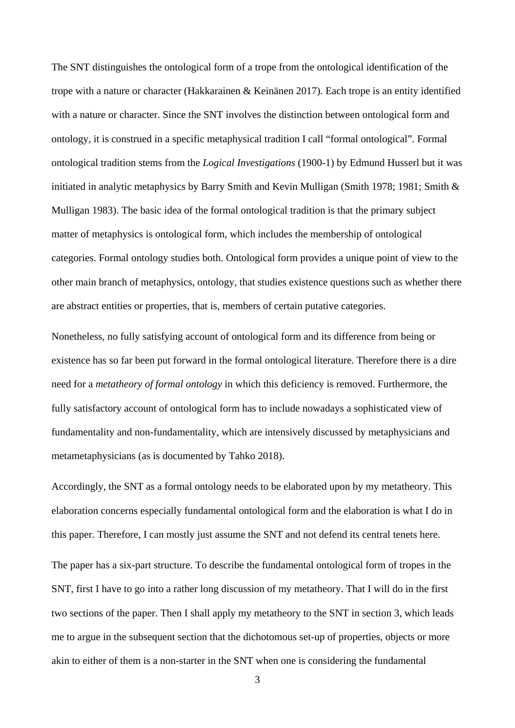The SNT distinguishes the ontological form of a trope from the ontological identification of the trope with a nature or character (Hakkarainen & Keinänen 2017). Each trope is an entity identified with a nature or character. Since the SNT involves the distinction between ontological form and ontology, it is construed in a specific metaphysical tradition I call "formal ontological". Formal ontological tradition stems from the *Logical Investigations* (1900-1) by Edmund Husserl but it was initiated in analytic metaphysics by Barry Smith and Kevin Mulligan (Smith 1978; 1981; Smith & Mulligan 1983). The basic idea of the formal ontological tradition is that the primary subject matter of metaphysics is ontological form, which includes the membership of ontological categories. Formal ontology studies both. Ontological form provides a unique point of view to the other main branch of metaphysics, ontology, that studies existence questions such as whether there are abstract entities or properties, that is, members of certain putative categories.

Nonetheless, no fully satisfying account of ontological form and its difference from being or existence has so far been put forward in the formal ontological literature. Therefore there is a dire need for a *metatheory of formal ontology* in which this deficiency is removed. Furthermore, the fully satisfactory account of ontological form has to include nowadays a sophisticated view of fundamentality and non-fundamentality, which are intensively discussed by metaphysicians and metametaphysicians (as is documented by Tahko 2018).

Accordingly, the SNT as a formal ontology needs to be elaborated upon by my metatheory. This elaboration concerns especially fundamental ontological form and the elaboration is what I do in this paper. Therefore, I can mostly just assume the SNT and not defend its central tenets here.

The paper has a six-part structure. To describe the fundamental ontological form of tropes in the SNT, first I have to go into a rather long discussion of my metatheory. That I will do in the first two sections of the paper. Then I shall apply my metatheory to the SNT in section 3, which leads me to argue in the subsequent section that the dichotomous set-up of properties, objects or more akin to either of them is a non-starter in the SNT when one is considering the fundamental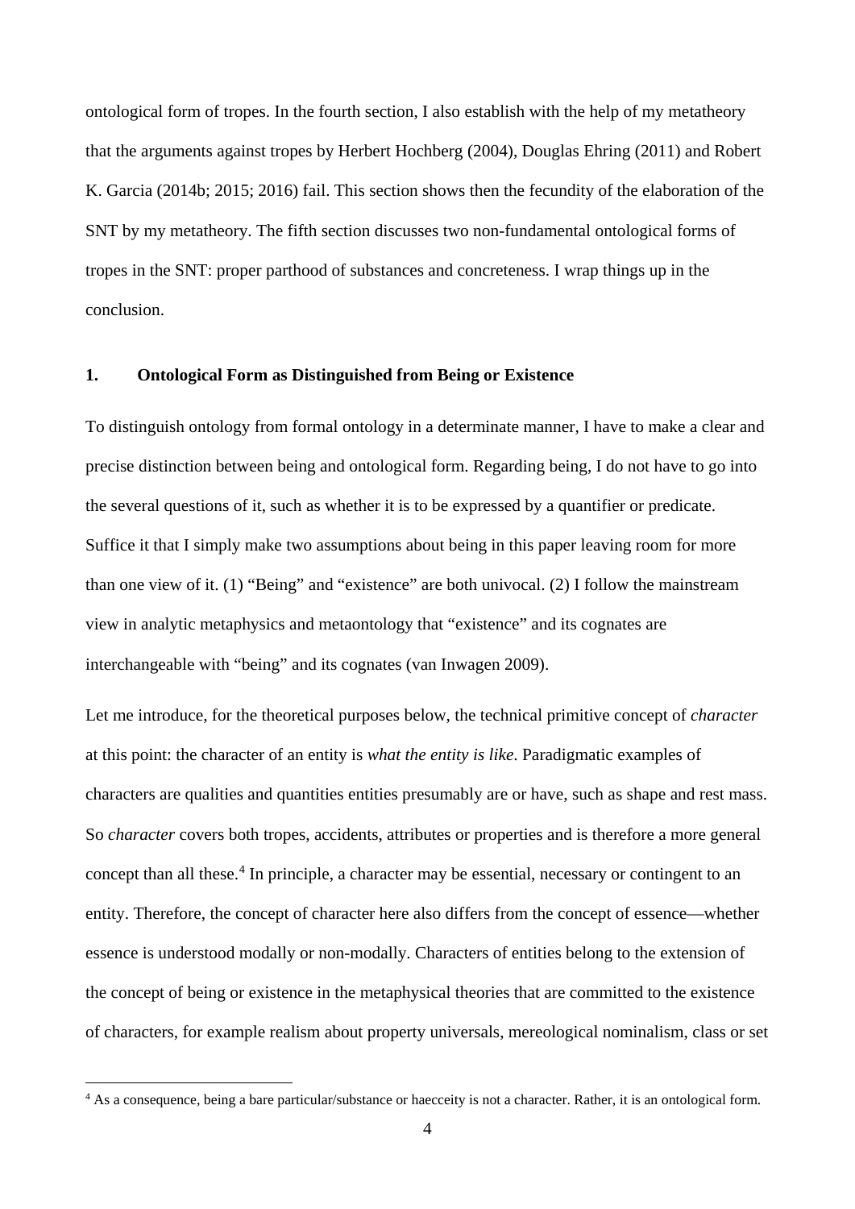ontological form of tropes. In the fourth section, I also establish with the help of my metatheory that the arguments against tropes by Herbert Hochberg (2004), Douglas Ehring (2011) and Robert K. Garcia (2014b; 2015; 2016) fail. This section shows then the fecundity of the elaboration of the SNT by my metatheory. The fifth section discusses two non-fundamental ontological forms of tropes in the SNT: proper parthood of substances and concreteness. I wrap things up in the conclusion.

## 1. Ontological Form as Distinguished from Being or Existence

To distinguish ontology from formal ontology in a determinate manner, I have to make a clear and precise distinction between being and ontological form. Regarding being, I do not have to go into the several questions of it, such as whether it is to be expressed by a quantifier or predicate. Suffice it that I simply make two assumptions about being in this paper leaving room for more than one view of it. (1) “Being” and “existence” are both univocal. (2) I follow the mainstream view in analytic metaphysics and metaontology that “existence” and its cognates are interchangeable with “being” and its cognates (van Inwagen 2009).

Let me introduce, for the theoretical purposes below, the technical primitive concept of *character* at this point: the character of an entity is *what the entity is like*. Paradigmatic examples of characters are qualities and quantities entities presumably are or have, such as shape and rest mass. So *character* covers both tropes, accidents, attributes or properties and is therefore a more general concept than all these.[4] In principle, a character may be essential, necessary or contingent to an entity. Therefore, the concept of character here also differs from the concept of essence—whether essence is understood modally or non-modally. Characters of entities belong to the extension of the concept of being or existence in the metaphysical theories that are committed to the existence of characters, for example realism about property universals, mereological nominalism, class or set

[4] As a consequence, being a bare particular/substance or haecceity is not a character. Rather, it is an ontological form.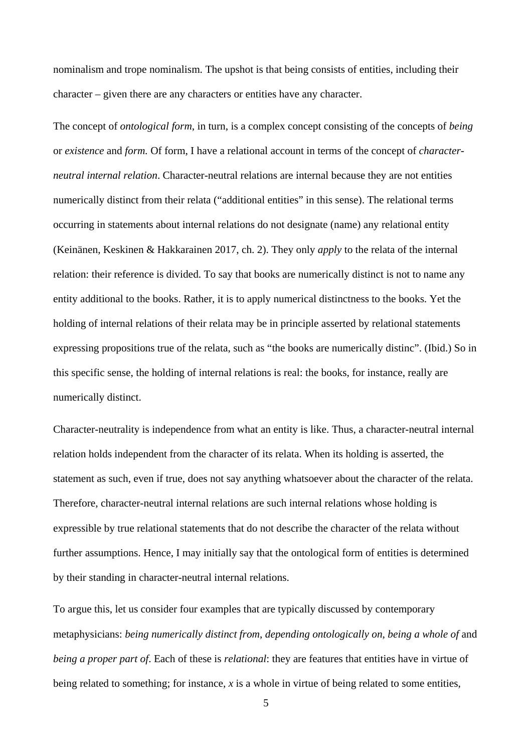nominalism and trope nominalism. The upshot is that being consists of entities, including their character – given there are any characters or entities have any character.

The concept of *ontological form*, in turn, is a complex concept consisting of the concepts of *being* or *existence* and *form.* Of form, I have a relational account in terms of the concept of *character-neutral internal relation*. Character-neutral relations are internal because they are not entities numerically distinct from their relata ("additional entities" in this sense). The relational terms occurring in statements about internal relations do not designate (name) any relational entity (Keinänen, Keskinen & Hakkarainen 2017, ch. 2). They only *apply* to the relata of the internal relation: their reference is divided. To say that books are numerically distinct is not to name any entity additional to the books. Rather, it is to apply numerical distinctness to the books. Yet the holding of internal relations of their relata may be in principle asserted by relational statements expressing propositions true of the relata, such as "the books are numerically distinc". (Ibid.) So in this specific sense, the holding of internal relations is real: the books, for instance, really are numerically distinct.

Character-neutrality is independence from what an entity is like. Thus, a character-neutral internal relation holds independent from the character of its relata. When its holding is asserted, the statement as such, even if true, does not say anything whatsoever about the character of the relata. Therefore, character-neutral internal relations are such internal relations whose holding is expressible by true relational statements that do not describe the character of the relata without further assumptions. Hence, I may initially say that the ontological form of entities is determined by their standing in character-neutral internal relations.

To argue this, let us consider four examples that are typically discussed by contemporary metaphysicians: *being numerically distinct from*, *depending ontologically on*, *being a whole of* and *being a proper part of*. Each of these is *relational*: they are features that entities have in virtue of being related to something; for instance, *x* is a whole in virtue of being related to some entities,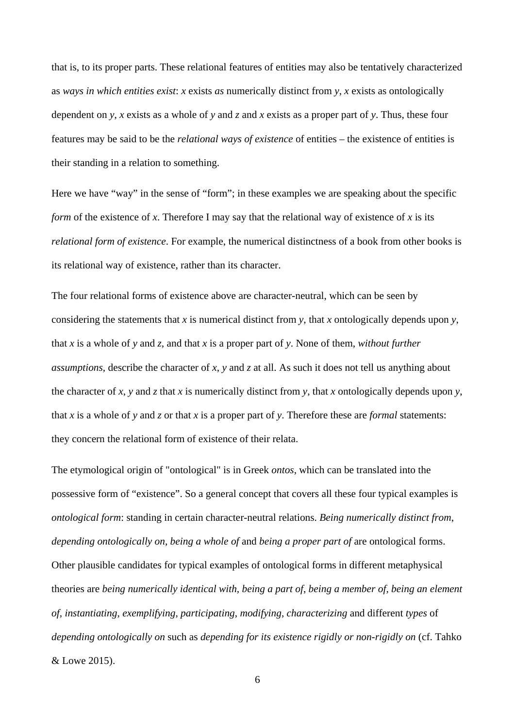that is, to its proper parts. These relational features of entities may also be tentatively characterized as *ways in which entities exist*: *x* exists *as* numerically distinct from *y*, *x* exists as ontologically dependent on *y*, *x* exists as a whole of *y* and *z* and *x* exists as a proper part of *y*. Thus, these four features may be said to be the *relational ways of existence* of entities – the existence of entities is their standing in a relation to something.

Here we have "way" in the sense of "form"; in these examples we are speaking about the specific *form* of the existence of *x*. Therefore I may say that the relational way of existence of *x* is its *relational form of existence*. For example, the numerical distinctness of a book from other books is its relational way of existence, rather than its character.

The four relational forms of existence above are character-neutral, which can be seen by considering the statements that *x* is numerical distinct from *y*, that *x* ontologically depends upon *y*, that *x* is a whole of *y* and *z*, and that *x* is a proper part of *y*. None of them, *without further assumptions*, describe the character of *x*, *y* and *z* at all. As such it does not tell us anything about the character of *x*, *y* and *z* that *x* is numerically distinct from *y*, that *x* ontologically depends upon *y*, that *x* is a whole of *y* and *z* or that *x* is a proper part of *y*. Therefore these are *formal* statements: they concern the relational form of existence of their relata.

The etymological origin of "ontological" is in Greek *ontos*, which can be translated into the possessive form of "existence". So a general concept that covers all these four typical examples is *ontological form*: standing in certain character-neutral relations. *Being numerically distinct from*, *depending ontologically on*, *being a whole of* and *being a proper part of* are ontological forms. Other plausible candidates for typical examples of ontological forms in different metaphysical theories are *being numerically identical with*, *being a part of*, *being a member of*, *being an element of*, *instantiating*, *exemplifying*, *participating*, *modifying*, *characterizing* and different *types* of *depending ontologically on* such as *depending for its existence rigidly or non-rigidly on* (cf. Tahko & Lowe 2015).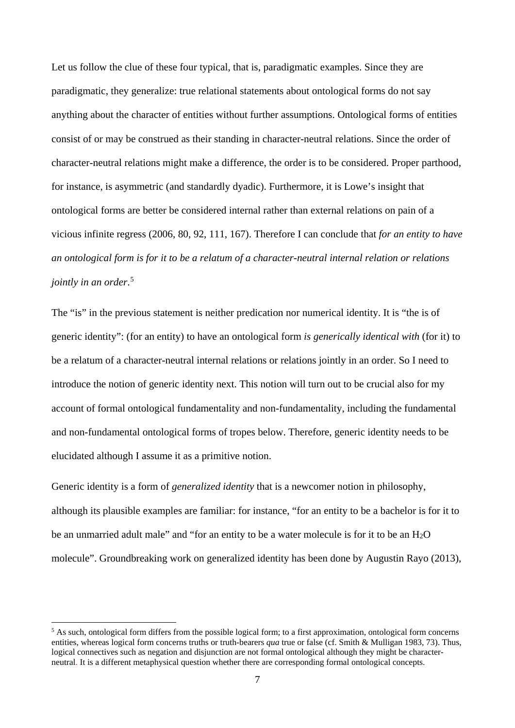Let us follow the clue of these four typical, that is, paradigmatic examples. Since they are paradigmatic, they generalize: true relational statements about ontological forms do not say anything about the character of entities without further assumptions. Ontological forms of entities consist of or may be construed as their standing in character-neutral relations. Since the order of character-neutral relations might make a difference, the order is to be considered. Proper parthood, for instance, is asymmetric (and standardly dyadic). Furthermore, it is Lowe's insight that ontological forms are better be considered internal rather than external relations on pain of a vicious infinite regress (2006, 80, 92, 111, 167). Therefore I can conclude that *for an entity to have an ontological form is for it to be a relatum of a character-neutral internal relation or relations jointly in an order*.[5]

The "is" in the previous statement is neither predication nor numerical identity. It is "the is of generic identity": (for an entity) to have an ontological form *is generically identical with* (for it) to be a relatum of a character-neutral internal relations or relations jointly in an order. So I need to introduce the notion of generic identity next. This notion will turn out to be crucial also for my account of formal ontological fundamentality and non-fundamentality, including the fundamental and non-fundamental ontological forms of tropes below. Therefore, generic identity needs to be elucidated although I assume it as a primitive notion.

Generic identity is a form of *generalized identity* that is a newcomer notion in philosophy, although its plausible examples are familiar: for instance, "for an entity to be a bachelor is for it to be an unmarried adult male" and "for an entity to be a water molecule is for it to be an $H_2O$ molecule". Groundbreaking work on generalized identity has been done by Augustin Rayo (2013),

[5] As such, ontological form differs from the possible logical form; to a first approximation, ontological form concerns entities, whereas logical form concerns truths or truth-bearers *qua* true or false (cf. Smith & Mulligan 1983, 73). Thus, logical connectives such as negation and disjunction are not formal ontological although they might be character-neutral. It is a different metaphysical question whether there are corresponding formal ontological concepts.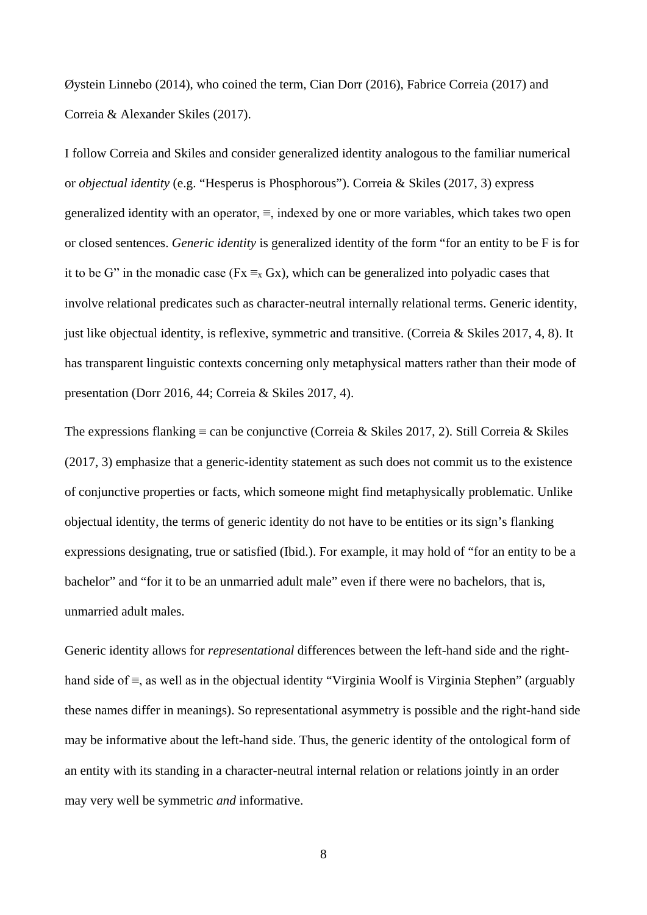Øystein Linnebo (2014), who coined the term, Cian Dorr (2016), Fabrice Correia (2017) and Correia & Alexander Skiles (2017).

I follow Correia and Skiles and consider generalized identity analogous to the familiar numerical or *objectual identity* (e.g. "Hesperus is Phosphorous"). Correia & Skiles (2017, 3) express generalized identity with an operator, ≡, indexed by one or more variables, which takes two open or closed sentences. *Generic identity* is generalized identity of the form "for an entity to be F is for it to be G" in the monadic case ($Fx \equiv_x Gx$), which can be generalized into polyadic cases that involve relational predicates such as character-neutral internally relational terms. Generic identity, just like objectual identity, is reflexive, symmetric and transitive. (Correia & Skiles 2017, 4, 8). It has transparent linguistic contexts concerning only metaphysical matters rather than their mode of presentation (Dorr 2016, 44; Correia & Skiles 2017, 4).

The expressions flanking ≡ can be conjunctive (Correia & Skiles 2017, 2). Still Correia & Skiles (2017, 3) emphasize that a generic-identity statement as such does not commit us to the existence of conjunctive properties or facts, which someone might find metaphysically problematic. Unlike objectual identity, the terms of generic identity do not have to be entities or its sign's flanking expressions designating, true or satisfied (Ibid.). For example, it may hold of "for an entity to be a bachelor" and "for it to be an unmarried adult male" even if there were no bachelors, that is, unmarried adult males.

Generic identity allows for *representational* differences between the left-hand side and the right-hand side of ≡, as well as in the objectual identity "Virginia Woolf is Virginia Stephen" (arguably these names differ in meanings). So representational asymmetry is possible and the right-hand side may be informative about the left-hand side. Thus, the generic identity of the ontological form of an entity with its standing in a character-neutral internal relation or relations jointly in an order may very well be symmetric *and* informative.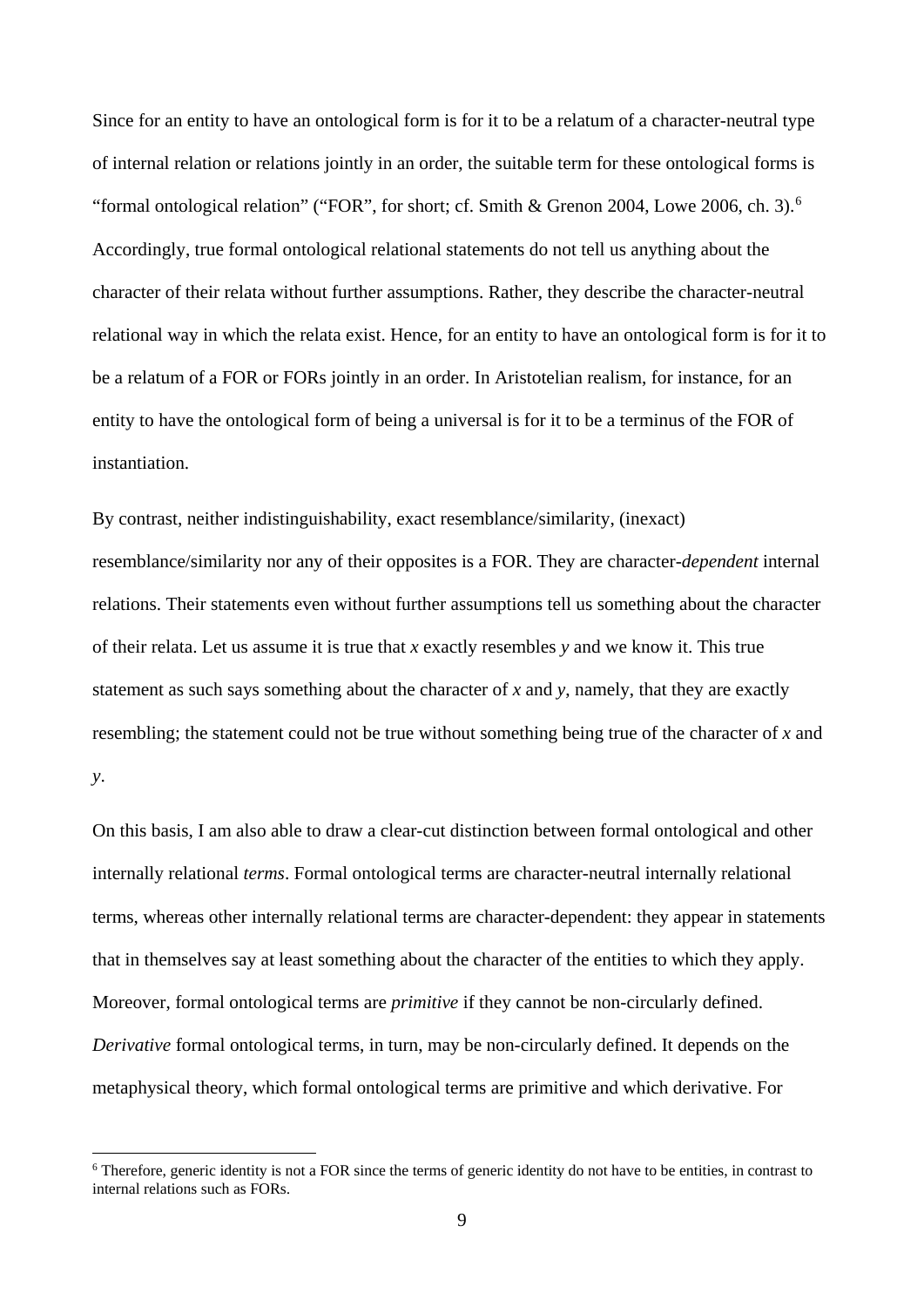Since for an entity to have an ontological form is for it to be a relatum of a character-neutral type of internal relation or relations jointly in an order, the suitable term for these ontological forms is "formal ontological relation" ("FOR", for short; cf. Smith & Grenon 2004, Lowe 2006, ch. 3).[6] Accordingly, true formal ontological relational statements do not tell us anything about the character of their relata without further assumptions. Rather, they describe the character-neutral relational way in which the relata exist. Hence, for an entity to have an ontological form is for it to be a relatum of a FOR or FORs jointly in an order. In Aristotelian realism, for instance, for an entity to have the ontological form of being a universal is for it to be a terminus of the FOR of instantiation.

By contrast, neither indistinguishability, exact resemblance/similarity, (inexact) resemblance/similarity nor any of their opposites is a FOR. They are character-*dependent* internal relations. Their statements even without further assumptions tell us something about the character of their relata. Let us assume it is true that *x* exactly resembles *y* and we know it. This true statement as such says something about the character of *x* and *y*, namely, that they are exactly resembling; the statement could not be true without something being true of the character of *x* and *y*.

On this basis, I am also able to draw a clear-cut distinction between formal ontological and other internally relational *terms*. Formal ontological terms are character-neutral internally relational terms, whereas other internally relational terms are character-dependent: they appear in statements that in themselves say at least something about the character of the entities to which they apply. Moreover, formal ontological terms are *primitive* if they cannot be non-circularly defined. *Derivative* formal ontological terms, in turn, may be non-circularly defined. It depends on the metaphysical theory, which formal ontological terms are primitive and which derivative. For

---

[6] Therefore, generic identity is not a FOR since the terms of generic identity do not have to be entities, in contrast to internal relations such as FORs.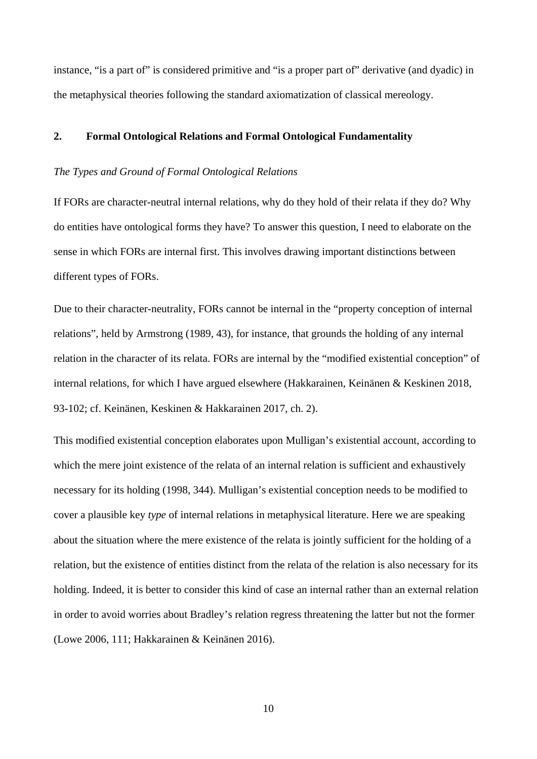instance, "is a part of" is considered primitive and "is a proper part of" derivative (and dyadic) in the metaphysical theories following the standard axiomatization of classical mereology.

## 2. Formal Ontological Relations and Formal Ontological Fundamentality

*The Types and Ground of Formal Ontological Relations*

If FORs are character-neutral internal relations, why do they hold of their relata if they do? Why do entities have ontological forms they have? To answer this question, I need to elaborate on the sense in which FORs are internal first. This involves drawing important distinctions between different types of FORs.

Due to their character-neutrality, FORs cannot be internal in the "property conception of internal relations", held by Armstrong (1989, 43), for instance, that grounds the holding of any internal relation in the character of its relata. FORs are internal by the "modified existential conception" of internal relations, for which I have argued elsewhere (Hakkarainen, Keinänen & Keskinen 2018, 93-102; cf. Keinänen, Keskinen & Hakkarainen 2017, ch. 2).

This modified existential conception elaborates upon Mulligan's existential account, according to which the mere joint existence of the relata of an internal relation is sufficient and exhaustively necessary for its holding (1998, 344). Mulligan's existential conception needs to be modified to cover a plausible key *type* of internal relations in metaphysical literature. Here we are speaking about the situation where the mere existence of the relata is jointly sufficient for the holding of a relation, but the existence of entities distinct from the relata of the relation is also necessary for its holding. Indeed, it is better to consider this kind of case an internal rather than an external relation in order to avoid worries about Bradley's relation regress threatening the latter but not the former (Lowe 2006, 111; Hakkarainen & Keinänen 2016).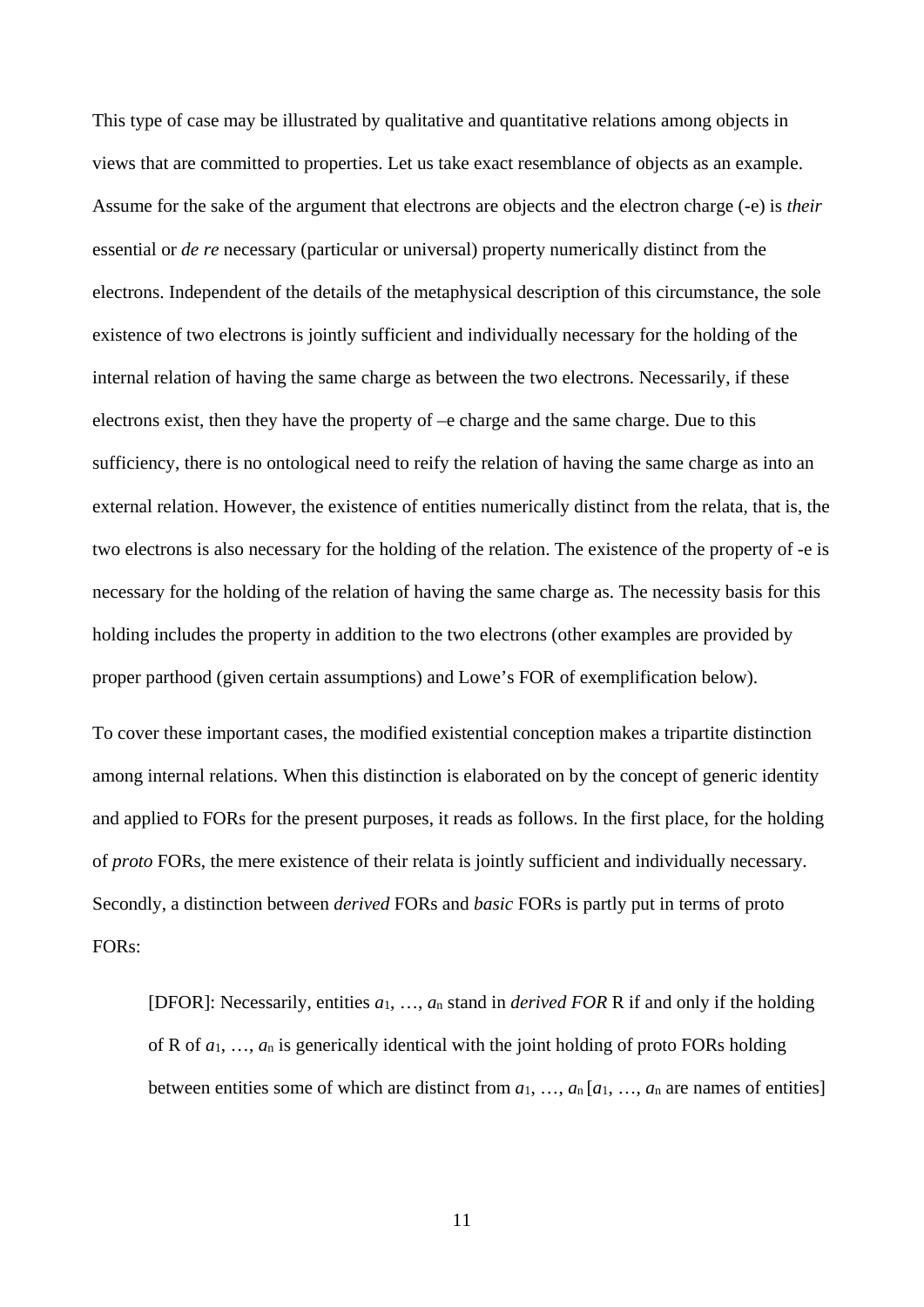This type of case may be illustrated by qualitative and quantitative relations among objects in views that are committed to properties. Let us take exact resemblance of objects as an example. Assume for the sake of the argument that electrons are objects and the electron charge (-e) is *their* essential or *de re* necessary (particular or universal) property numerically distinct from the electrons. Independent of the details of the metaphysical description of this circumstance, the sole existence of two electrons is jointly sufficient and individually necessary for the holding of the internal relation of having the same charge as between the two electrons. Necessarily, if these electrons exist, then they have the property of –e charge and the same charge. Due to this sufficiency, there is no ontological need to reify the relation of having the same charge as into an external relation. However, the existence of entities numerically distinct from the relata, that is, the two electrons is also necessary for the holding of the relation. The existence of the property of -e is necessary for the holding of the relation of having the same charge as. The necessity basis for this holding includes the property in addition to the two electrons (other examples are provided by proper parthood (given certain assumptions) and Lowe's FOR of exemplification below).

To cover these important cases, the modified existential conception makes a tripartite distinction among internal relations. When this distinction is elaborated on by the concept of generic identity and applied to FORs for the present purposes, it reads as follows. In the first place, for the holding of *proto* FORs, the mere existence of their relata is jointly sufficient and individually necessary. Secondly, a distinction between *derived* FORs and *basic* FORs is partly put in terms of proto FORs:

> [DFOR]: Necessarily, entities $a_1, \ldots, a_n$ stand in *derived FOR* R if and only if the holding of R of $a_1, \ldots, a_n$ is generically identical with the joint holding of proto FORs holding between entities some of which are distinct from $a_1, \ldots, a_n$ [$a_1, \ldots, a_n$ are names of entities]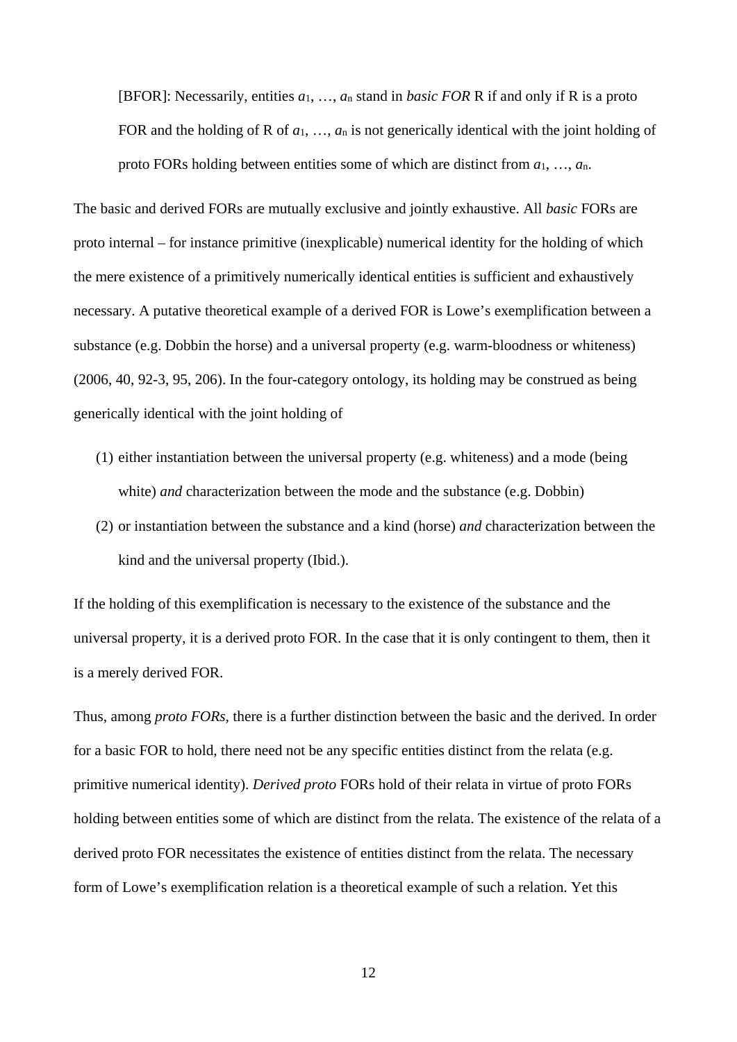[BFOR]: Necessarily, entities $a_1, \ldots, a_n$ stand in *basic FOR* R if and only if R is a proto FOR and the holding of R of $a_1, \ldots, a_n$ is not generically identical with the joint holding of proto FORs holding between entities some of which are distinct from $a_1, \ldots, a_n$.

The basic and derived FORs are mutually exclusive and jointly exhaustive. All *basic* FORs are proto internal – for instance primitive (inexplicable) numerical identity for the holding of which the mere existence of a primitively numerically identical entities is sufficient and exhaustively necessary. A putative theoretical example of a derived FOR is Lowe's exemplification between a substance (e.g. Dobbin the horse) and a universal property (e.g. warm-bloodness or whiteness) (2006, 40, 92-3, 95, 206). In the four-category ontology, its holding may be construed as being generically identical with the joint holding of

(1) either instantiation between the universal property (e.g. whiteness) and a mode (being white) *and* characterization between the mode and the substance (e.g. Dobbin)
(2) or instantiation between the substance and a kind (horse) *and* characterization between the kind and the universal property (Ibid.).

If the holding of this exemplification is necessary to the existence of the substance and the universal property, it is a derived proto FOR. In the case that it is only contingent to them, then it is a merely derived FOR.

Thus, among *proto FORs*, there is a further distinction between the basic and the derived. In order for a basic FOR to hold, there need not be any specific entities distinct from the relata (e.g. primitive numerical identity). *Derived proto* FORs hold of their relata in virtue of proto FORs holding between entities some of which are distinct from the relata. The existence of the relata of a derived proto FOR necessitates the existence of entities distinct from the relata. The necessary form of Lowe's exemplification relation is a theoretical example of such a relation. Yet this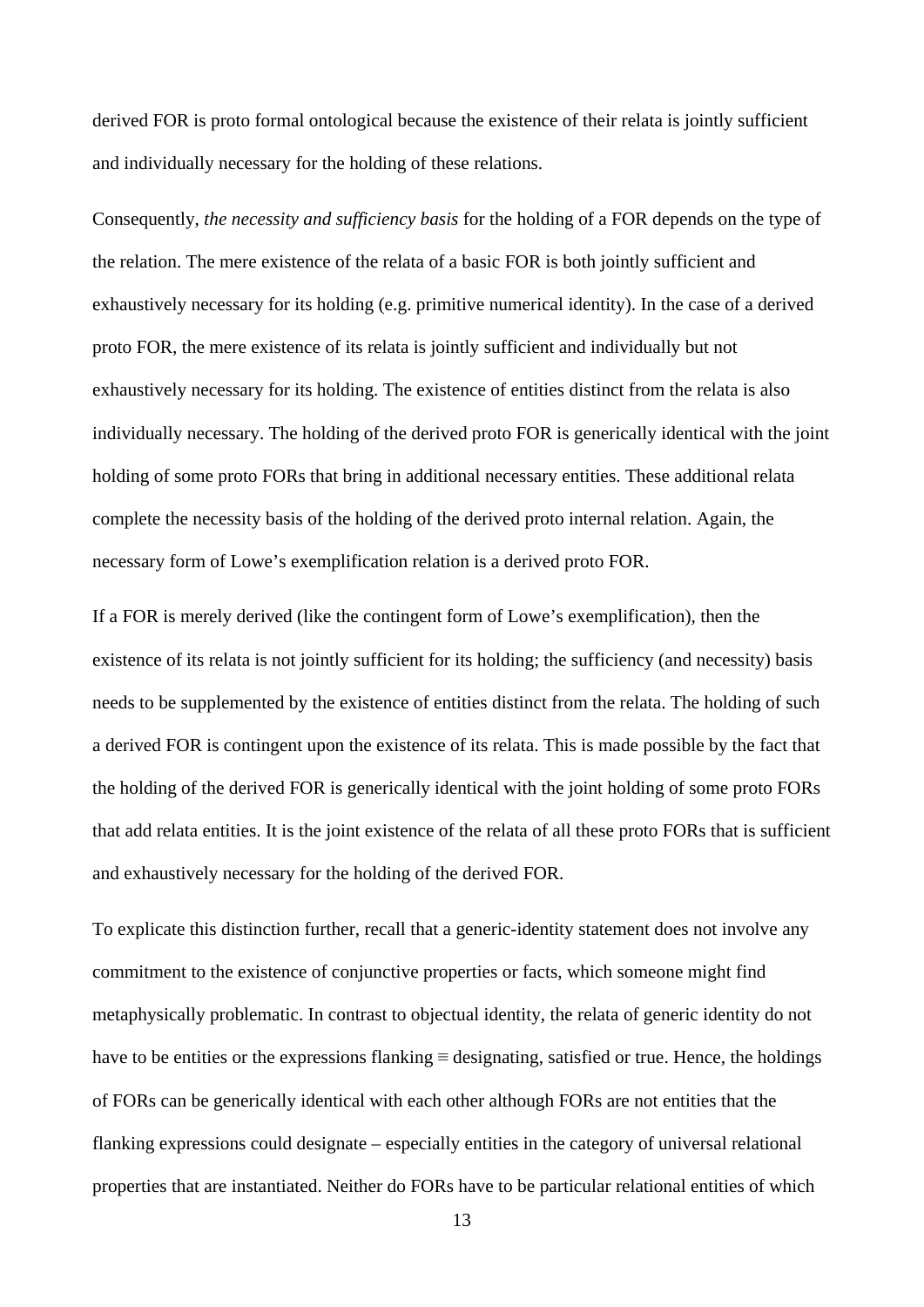derived FOR is proto formal ontological because the existence of their relata is jointly sufficient and individually necessary for the holding of these relations.

Consequently, *the necessity and sufficiency basis* for the holding of a FOR depends on the type of the relation. The mere existence of the relata of a basic FOR is both jointly sufficient and exhaustively necessary for its holding (e.g. primitive numerical identity). In the case of a derived proto FOR, the mere existence of its relata is jointly sufficient and individually but not exhaustively necessary for its holding. The existence of entities distinct from the relata is also individually necessary. The holding of the derived proto FOR is generically identical with the joint holding of some proto FORs that bring in additional necessary entities. These additional relata complete the necessity basis of the holding of the derived proto internal relation. Again, the necessary form of Lowe's exemplification relation is a derived proto FOR.

If a FOR is merely derived (like the contingent form of Lowe's exemplification), then the existence of its relata is not jointly sufficient for its holding; the sufficiency (and necessity) basis needs to be supplemented by the existence of entities distinct from the relata. The holding of such a derived FOR is contingent upon the existence of its relata. This is made possible by the fact that the holding of the derived FOR is generically identical with the joint holding of some proto FORs that add relata entities. It is the joint existence of the relata of all these proto FORs that is sufficient and exhaustively necessary for the holding of the derived FOR.

To explicate this distinction further, recall that a generic-identity statement does not involve any commitment to the existence of conjunctive properties or facts, which someone might find metaphysically problematic. In contrast to objectual identity, the relata of generic identity do not have to be entities or the expressions flanking ≡ designating, satisfied or true. Hence, the holdings of FORs can be generically identical with each other although FORs are not entities that the flanking expressions could designate – especially entities in the category of universal relational properties that are instantiated. Neither do FORs have to be particular relational entities of which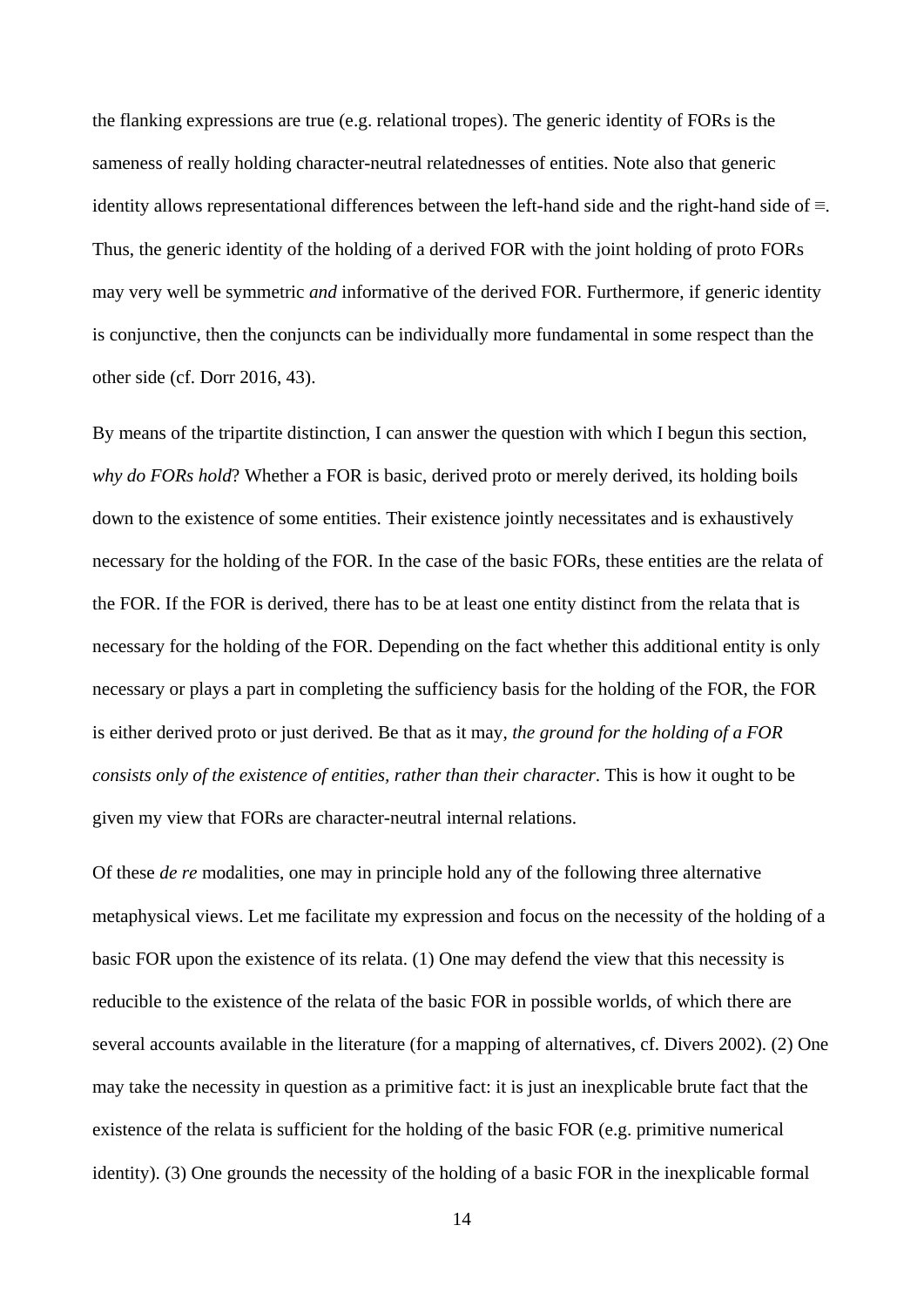the flanking expressions are true (e.g. relational tropes). The generic identity of FORs is the sameness of really holding character-neutral relatednesses of entities. Note also that generic identity allows representational differences between the left-hand side and the right-hand side of ≡. Thus, the generic identity of the holding of a derived FOR with the joint holding of proto FORs may very well be symmetric *and* informative of the derived FOR. Furthermore, if generic identity is conjunctive, then the conjuncts can be individually more fundamental in some respect than the other side (cf. Dorr 2016, 43).

By means of the tripartite distinction, I can answer the question with which I begun this section, *why do FORs hold*? Whether a FOR is basic, derived proto or merely derived, its holding boils down to the existence of some entities. Their existence jointly necessitates and is exhaustively necessary for the holding of the FOR. In the case of the basic FORs, these entities are the relata of the FOR. If the FOR is derived, there has to be at least one entity distinct from the relata that is necessary for the holding of the FOR. Depending on the fact whether this additional entity is only necessary or plays a part in completing the sufficiency basis for the holding of the FOR, the FOR is either derived proto or just derived. Be that as it may, *the ground for the holding of a FOR consists only of the existence of entities, rather than their character*. This is how it ought to be given my view that FORs are character-neutral internal relations.

Of these *de re* modalities, one may in principle hold any of the following three alternative metaphysical views. Let me facilitate my expression and focus on the necessity of the holding of a basic FOR upon the existence of its relata. (1) One may defend the view that this necessity is reducible to the existence of the relata of the basic FOR in possible worlds, of which there are several accounts available in the literature (for a mapping of alternatives, cf. Divers 2002). (2) One may take the necessity in question as a primitive fact: it is just an inexplicable brute fact that the existence of the relata is sufficient for the holding of the basic FOR (e.g. primitive numerical identity). (3) One grounds the necessity of the holding of a basic FOR in the inexplicable formal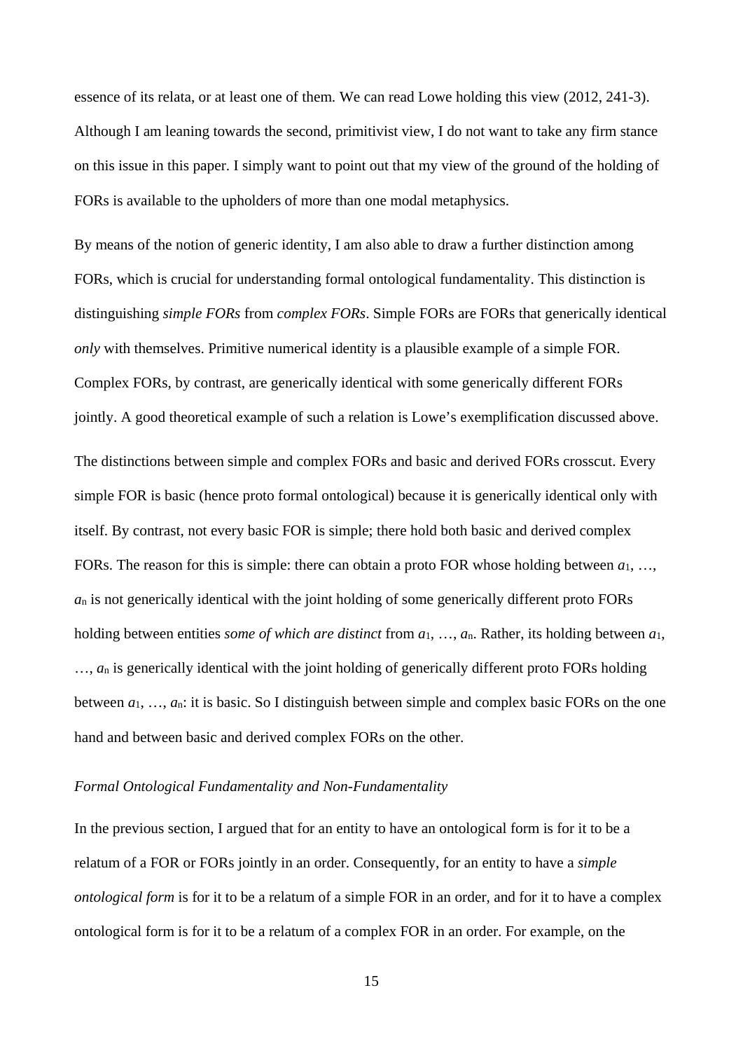essence of its relata, or at least one of them. We can read Lowe holding this view (2012, 241-3). Although I am leaning towards the second, primitivist view, I do not want to take any firm stance on this issue in this paper. I simply want to point out that my view of the ground of the holding of FORs is available to the upholders of more than one modal metaphysics.

By means of the notion of generic identity, I am also able to draw a further distinction among FORs, which is crucial for understanding formal ontological fundamentality. This distinction is distinguishing *simple FORs* from *complex FORs*. Simple FORs are FORs that generically identical *only* with themselves. Primitive numerical identity is a plausible example of a simple FOR. Complex FORs, by contrast, are generically identical with some generically different FORs jointly. A good theoretical example of such a relation is Lowe's exemplification discussed above.

The distinctions between simple and complex FORs and basic and derived FORs crosscut. Every simple FOR is basic (hence proto formal ontological) because it is generically identical only with itself. By contrast, not every basic FOR is simple; there hold both basic and derived complex FORs. The reason for this is simple: there can obtain a proto FOR whose holding between $a_1$, …, $a_n$ is not generically identical with the joint holding of some generically different proto FORs holding between entities *some of which are distinct* from $a_1$, …, $a_n$. Rather, its holding between $a_1$, …, $a_n$ is generically identical with the joint holding of generically different proto FORs holding between $a_1$, …, $a_n$: it is basic. So I distinguish between simple and complex basic FORs on the one hand and between basic and derived complex FORs on the other.

*Formal Ontological Fundamentality and Non-Fundamentality*

In the previous section, I argued that for an entity to have an ontological form is for it to be a relatum of a FOR or FORs jointly in an order. Consequently, for an entity to have a *simple ontological form* is for it to be a relatum of a simple FOR in an order, and for it to have a complex ontological form is for it to be a relatum of a complex FOR in an order. For example, on the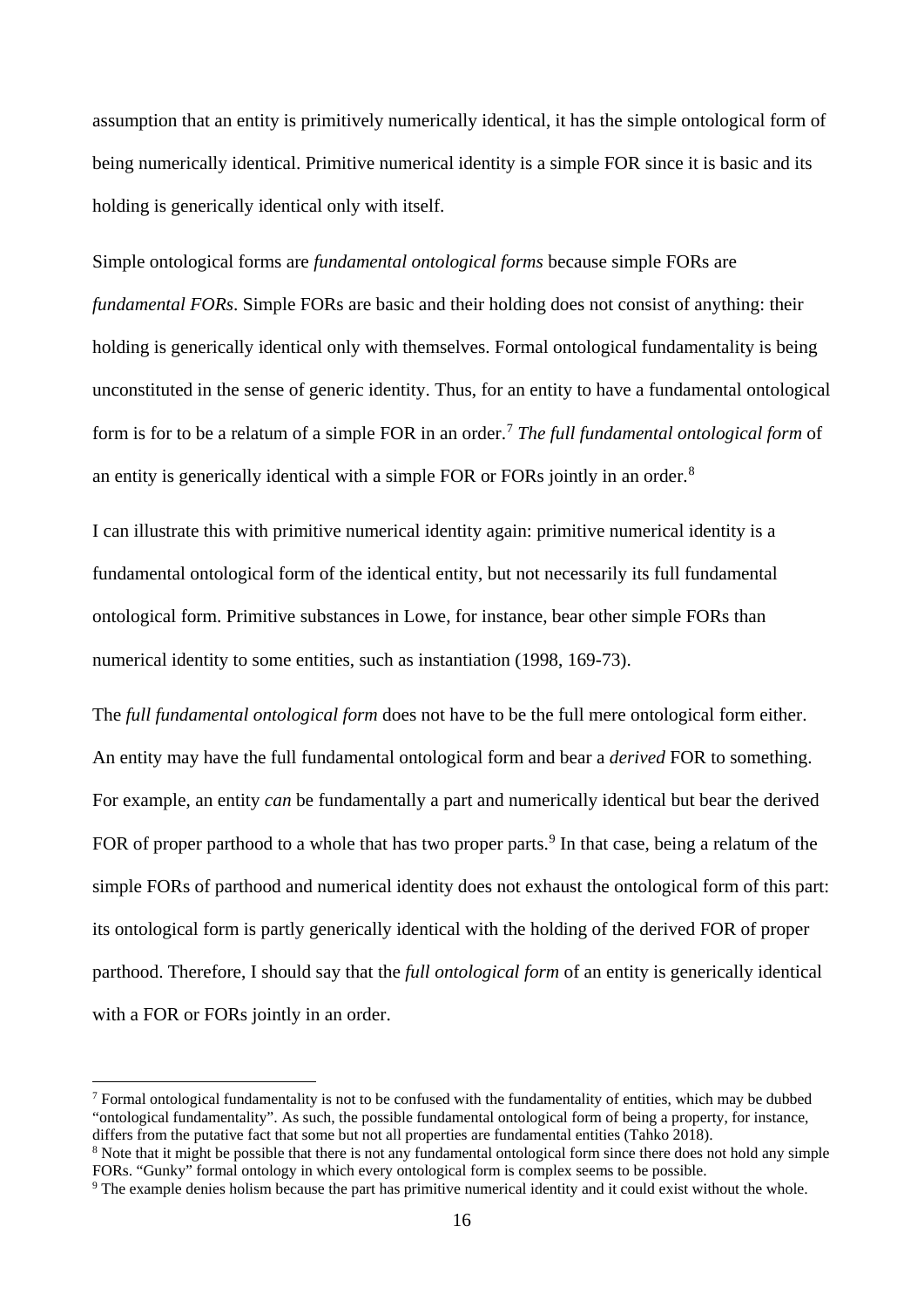assumption that an entity is primitively numerically identical, it has the simple ontological form of being numerically identical. Primitive numerical identity is a simple FOR since it is basic and its holding is generically identical only with itself.

Simple ontological forms are *fundamental ontological forms* because simple FORs are *fundamental FORs*. Simple FORs are basic and their holding does not consist of anything: their holding is generically identical only with themselves. Formal ontological fundamentality is being unconstituted in the sense of generic identity. Thus, for an entity to have a fundamental ontological form is for to be a relatum of a simple FOR in an order.[7] *The full fundamental ontological form* of an entity is generically identical with a simple FOR or FORs jointly in an order.[8]

I can illustrate this with primitive numerical identity again: primitive numerical identity is a fundamental ontological form of the identical entity, but not necessarily its full fundamental ontological form. Primitive substances in Lowe, for instance, bear other simple FORs than numerical identity to some entities, such as instantiation (1998, 169-73).

The *full fundamental ontological form* does not have to be the full mere ontological form either. An entity may have the full fundamental ontological form and bear a *derived* FOR to something. For example, an entity *can* be fundamentally a part and numerically identical but bear the derived FOR of proper parthood to a whole that has two proper parts.[9] In that case, being a relatum of the simple FORs of parthood and numerical identity does not exhaust the ontological form of this part: its ontological form is partly generically identical with the holding of the derived FOR of proper parthood. Therefore, I should say that the *full ontological form* of an entity is generically identical with a FOR or FORs jointly in an order.

[7] Formal ontological fundamentality is not to be confused with the fundamentality of entities, which may be dubbed "ontological fundamentality". As such, the possible fundamental ontological form of being a property, for instance, differs from the putative fact that some but not all properties are fundamental entities (Tahko 2018).

[8] Note that it might be possible that there is not any fundamental ontological form since there does not hold any simple FORs. "Gunky" formal ontology in which every ontological form is complex seems to be possible.

[9] The example denies holism because the part has primitive numerical identity and it could exist without the whole.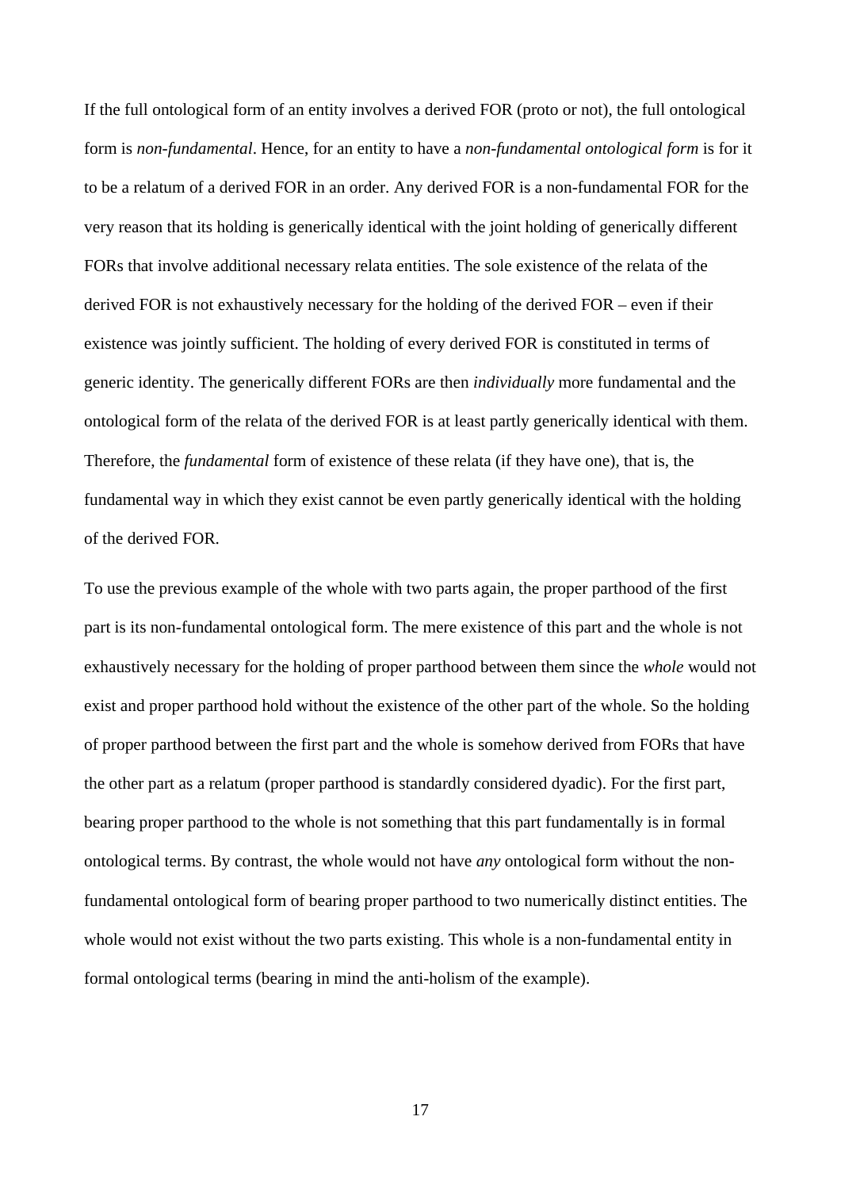If the full ontological form of an entity involves a derived FOR (proto or not), the full ontological form is *non-fundamental*. Hence, for an entity to have a *non-fundamental ontological form* is for it to be a relatum of a derived FOR in an order. Any derived FOR is a non-fundamental FOR for the very reason that its holding is generically identical with the joint holding of generically different FORs that involve additional necessary relata entities. The sole existence of the relata of the derived FOR is not exhaustively necessary for the holding of the derived FOR – even if their existence was jointly sufficient. The holding of every derived FOR is constituted in terms of generic identity. The generically different FORs are then *individually* more fundamental and the ontological form of the relata of the derived FOR is at least partly generically identical with them. Therefore, the *fundamental* form of existence of these relata (if they have one), that is, the fundamental way in which they exist cannot be even partly generically identical with the holding of the derived FOR.

To use the previous example of the whole with two parts again, the proper parthood of the first part is its non-fundamental ontological form. The mere existence of this part and the whole is not exhaustively necessary for the holding of proper parthood between them since the *whole* would not exist and proper parthood hold without the existence of the other part of the whole. So the holding of proper parthood between the first part and the whole is somehow derived from FORs that have the other part as a relatum (proper parthood is standardly considered dyadic). For the first part, bearing proper parthood to the whole is not something that this part fundamentally is in formal ontological terms. By contrast, the whole would not have *any* ontological form without the non-fundamental ontological form of bearing proper parthood to two numerically distinct entities. The whole would not exist without the two parts existing. This whole is a non-fundamental entity in formal ontological terms (bearing in mind the anti-holism of the example).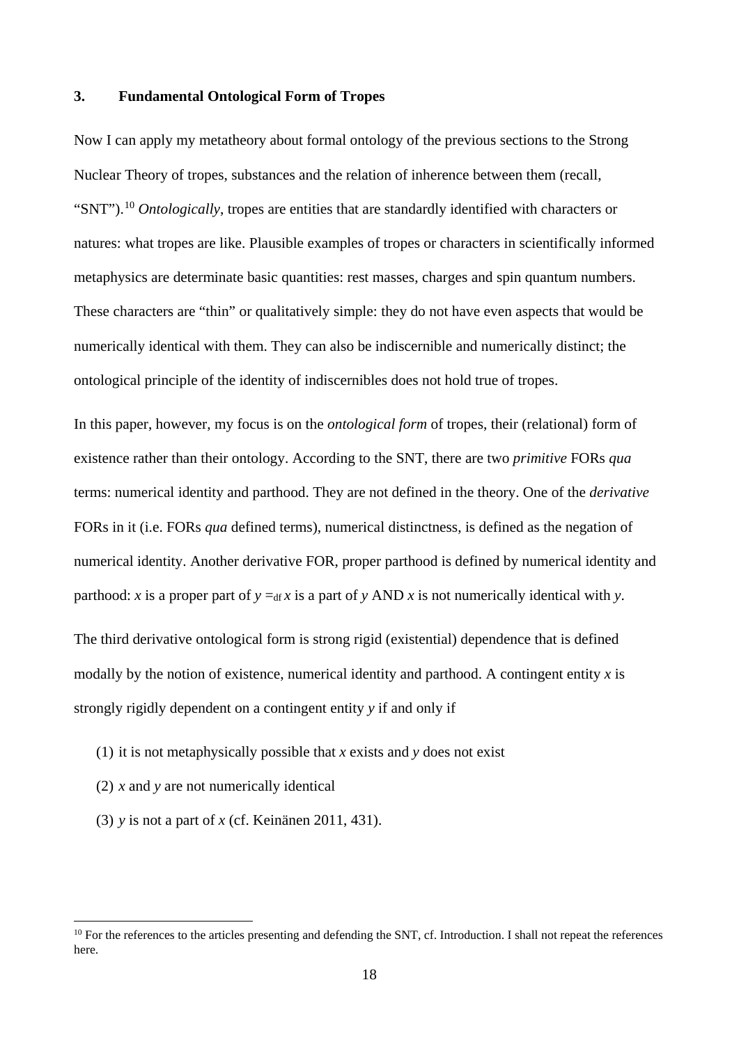### 3. Fundamental Ontological Form of Tropes

Now I can apply my metatheory about formal ontology of the previous sections to the Strong Nuclear Theory of tropes, substances and the relation of inherence between them (recall, "SNT").[10] *Ontologically*, tropes are entities that are standardly identified with characters or natures: what tropes are like. Plausible examples of tropes or characters in scientifically informed metaphysics are determinate basic quantities: rest masses, charges and spin quantum numbers. These characters are "thin" or qualitatively simple: they do not have even aspects that would be numerically identical with them. They can also be indiscernible and numerically distinct; the ontological principle of the identity of indiscernibles does not hold true of tropes.

In this paper, however, my focus is on the *ontological form* of tropes, their (relational) form of existence rather than their ontology. According to the SNT, there are two *primitive* FORs *qua* terms: numerical identity and parthood. They are not defined in the theory. One of the *derivative* FORs in it (i.e. FORs *qua* defined terms), numerical distinctness, is defined as the negation of numerical identity. Another derivative FOR, proper parthood is defined by numerical identity and parthood: *x* is a proper part of *y* $=_{df}$ *x* is a part of *y* AND *x* is not numerically identical with *y*.

The third derivative ontological form is strong rigid (existential) dependence that is defined modally by the notion of existence, numerical identity and parthood. A contingent entity *x* is strongly rigidly dependent on a contingent entity *y* if and only if

(1) it is not metaphysically possible that *x* exists and *y* does not exist

(2) *x* and *y* are not numerically identical

(3) *y* is not a part of *x* (cf. Keinänen 2011, 431).

[10] For the references to the articles presenting and defending the SNT, cf. Introduction. I shall not repeat the references here.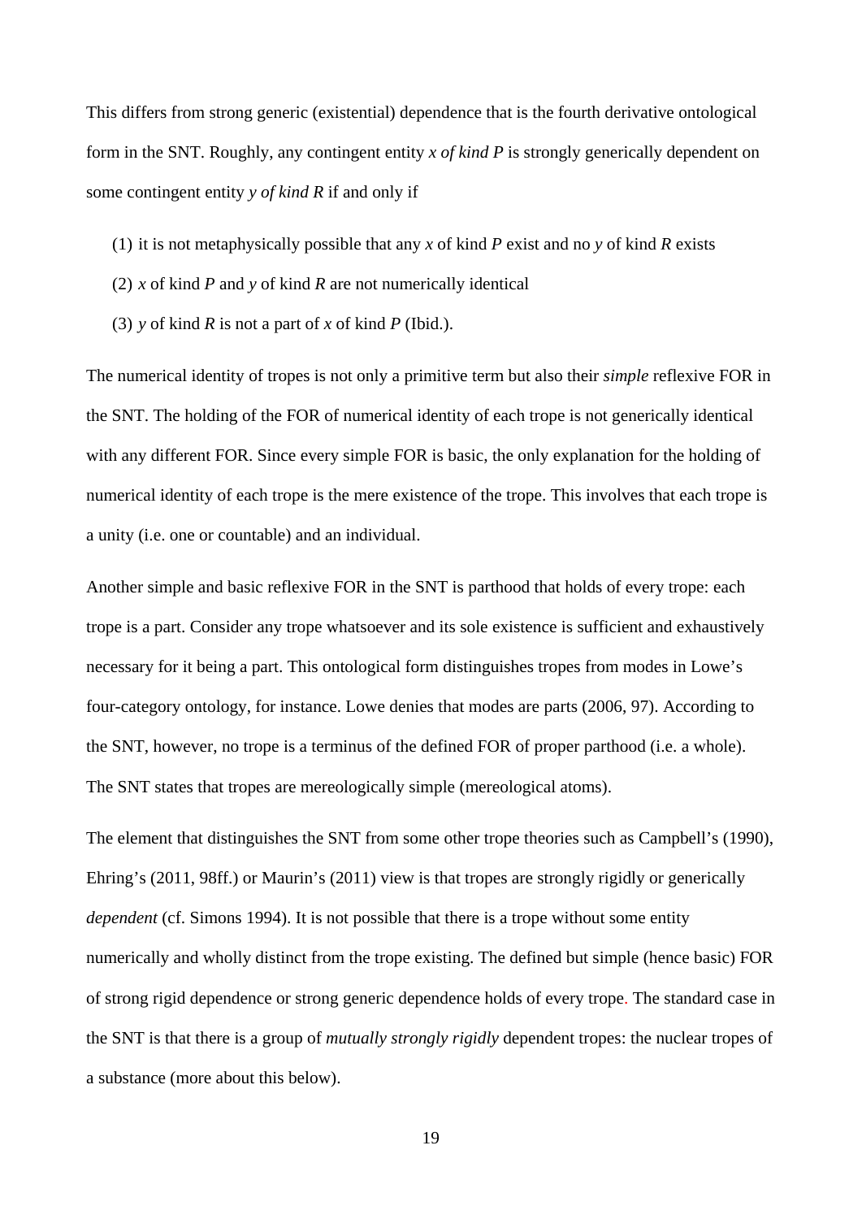This differs from strong generic (existential) dependence that is the fourth derivative ontological form in the SNT. Roughly, any contingent entity *x of kind P* is strongly generically dependent on some contingent entity *y of kind R* if and only if

(1) it is not metaphysically possible that any *x* of kind *P* exist and no *y* of kind *R* exists

(2) *x* of kind *P* and *y* of kind *R* are not numerically identical

(3) *y* of kind *R* is not a part of *x* of kind *P* (Ibid.).

The numerical identity of tropes is not only a primitive term but also their *simple* reflexive FOR in the SNT. The holding of the FOR of numerical identity of each trope is not generically identical with any different FOR. Since every simple FOR is basic, the only explanation for the holding of numerical identity of each trope is the mere existence of the trope. This involves that each trope is a unity (i.e. one or countable) and an individual.

Another simple and basic reflexive FOR in the SNT is parthood that holds of every trope: each trope is a part. Consider any trope whatsoever and its sole existence is sufficient and exhaustively necessary for it being a part. This ontological form distinguishes tropes from modes in Lowe's four-category ontology, for instance. Lowe denies that modes are parts (2006, 97). According to the SNT, however, no trope is a terminus of the defined FOR of proper parthood (i.e. a whole). The SNT states that tropes are mereologically simple (mereological atoms).

The element that distinguishes the SNT from some other trope theories such as Campbell's (1990), Ehring's (2011, 98ff.) or Maurin's (2011) view is that tropes are strongly rigidly or generically *dependent* (cf. Simons 1994). It is not possible that there is a trope without some entity numerically and wholly distinct from the trope existing. The defined but simple (hence basic) FOR of strong rigid dependence or strong generic dependence holds of every trope. The standard case in the SNT is that there is a group of *mutually strongly rigidly* dependent tropes: the nuclear tropes of a substance (more about this below).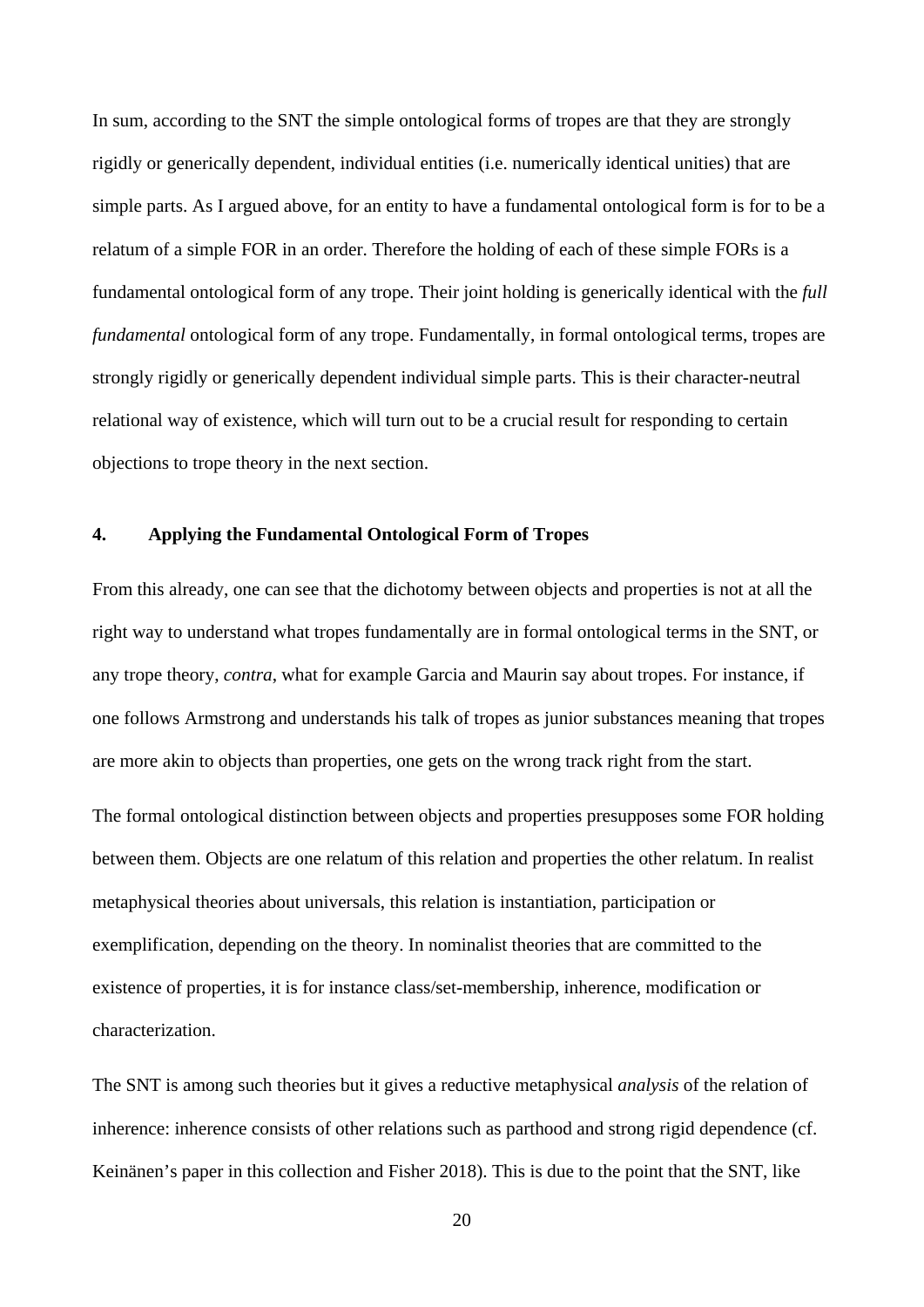In sum, according to the SNT the simple ontological forms of tropes are that they are strongly rigidly or generically dependent, individual entities (i.e. numerically identical unities) that are simple parts. As I argued above, for an entity to have a fundamental ontological form is for to be a relatum of a simple FOR in an order. Therefore the holding of each of these simple FORs is a fundamental ontological form of any trope. Their joint holding is generically identical with the *full fundamental* ontological form of any trope. Fundamentally, in formal ontological terms, tropes are strongly rigidly or generically dependent individual simple parts. This is their character-neutral relational way of existence, which will turn out to be a crucial result for responding to certain objections to trope theory in the next section.

## 4. Applying the Fundamental Ontological Form of Tropes

From this already, one can see that the dichotomy between objects and properties is not at all the right way to understand what tropes fundamentally are in formal ontological terms in the SNT, or any trope theory, *contra*, what for example Garcia and Maurin say about tropes. For instance, if one follows Armstrong and understands his talk of tropes as junior substances meaning that tropes are more akin to objects than properties, one gets on the wrong track right from the start.

The formal ontological distinction between objects and properties presupposes some FOR holding between them. Objects are one relatum of this relation and properties the other relatum. In realist metaphysical theories about universals, this relation is instantiation, participation or exemplification, depending on the theory. In nominalist theories that are committed to the existence of properties, it is for instance class/set-membership, inherence, modification or characterization.

The SNT is among such theories but it gives a reductive metaphysical *analysis* of the relation of inherence: inherence consists of other relations such as parthood and strong rigid dependence (cf. Keinänen's paper in this collection and Fisher 2018). This is due to the point that the SNT, like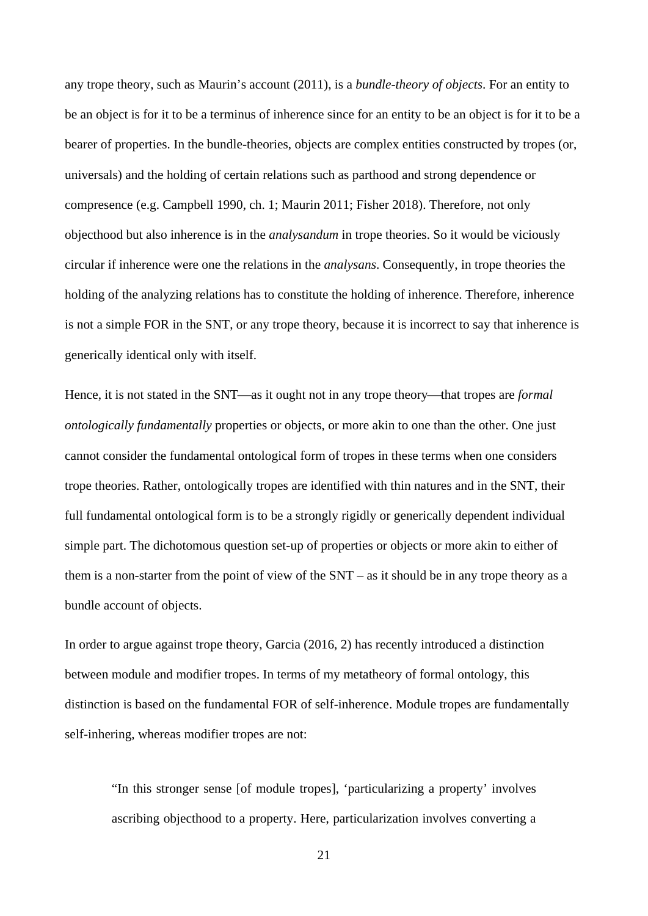any trope theory, such as Maurin's account (2011), is a *bundle-theory of objects*. For an entity to be an object is for it to be a terminus of inherence since for an entity to be an object is for it to be a bearer of properties. In the bundle-theories, objects are complex entities constructed by tropes (or, universals) and the holding of certain relations such as parthood and strong dependence or compresence (e.g. Campbell 1990, ch. 1; Maurin 2011; Fisher 2018). Therefore, not only objecthood but also inherence is in the *analysandum* in trope theories. So it would be viciously circular if inherence were one the relations in the *analysans*. Consequently, in trope theories the holding of the analyzing relations has to constitute the holding of inherence. Therefore, inherence is not a simple FOR in the SNT, or any trope theory, because it is incorrect to say that inherence is generically identical only with itself.

Hence, it is not stated in the SNT—as it ought not in any trope theory—that tropes are *formal ontologically fundamentally* properties or objects, or more akin to one than the other. One just cannot consider the fundamental ontological form of tropes in these terms when one considers trope theories. Rather, ontologically tropes are identified with thin natures and in the SNT, their full fundamental ontological form is to be a strongly rigidly or generically dependent individual simple part. The dichotomous question set-up of properties or objects or more akin to either of them is a non-starter from the point of view of the SNT – as it should be in any trope theory as a bundle account of objects.

In order to argue against trope theory, Garcia (2016, 2) has recently introduced a distinction between module and modifier tropes. In terms of my metatheory of formal ontology, this distinction is based on the fundamental FOR of self-inherence. Module tropes are fundamentally self-inhering, whereas modifier tropes are not:

> "In this stronger sense [of module tropes], 'particularizing a property' involves ascribing objecthood to a property. Here, particularization involves converting a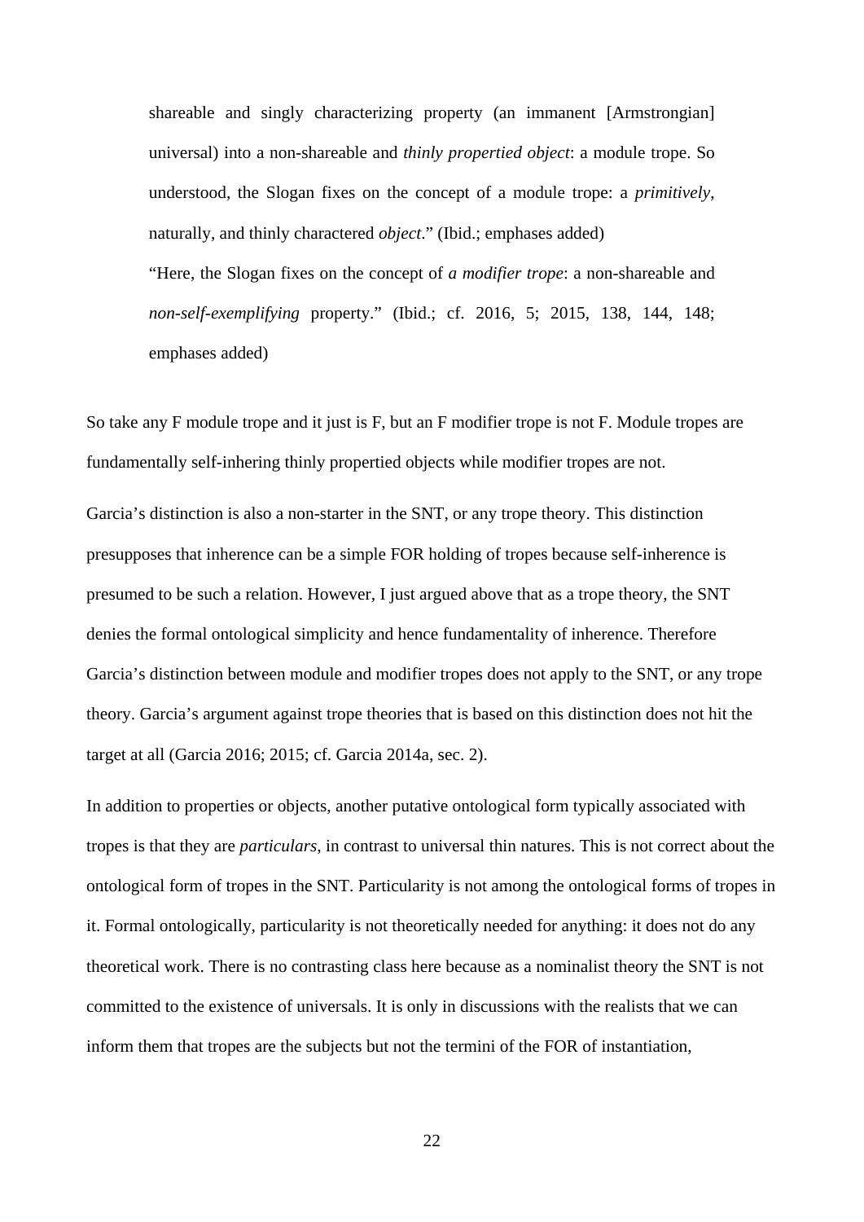> shareable and singly characterizing property (an immanent [Armstrongian] universal) into a non-shareable and *thinly propertied object*: a module trope. So understood, the Slogan fixes on the concept of a module trope: a *primitively*, naturally, and thinly charactered *object*." (Ibid.; emphases added)
>
> "Here, the Slogan fixes on the concept of *a modifier trope*: a non-shareable and *non-self-exemplifying* property." (Ibid.; cf. 2016, 5; 2015, 138, 144, 148; emphases added)

So take any F module trope and it just is F, but an F modifier trope is not F. Module tropes are fundamentally self-inhering thinly propertied objects while modifier tropes are not.

Garcia's distinction is also a non-starter in the SNT, or any trope theory. This distinction presupposes that inherence can be a simple FOR holding of tropes because self-inherence is presumed to be such a relation. However, I just argued above that as a trope theory, the SNT denies the formal ontological simplicity and hence fundamentality of inherence. Therefore Garcia's distinction between module and modifier tropes does not apply to the SNT, or any trope theory. Garcia's argument against trope theories that is based on this distinction does not hit the target at all (Garcia 2016; 2015; cf. Garcia 2014a, sec. 2).

In addition to properties or objects, another putative ontological form typically associated with tropes is that they are *particulars*, in contrast to universal thin natures. This is not correct about the ontological form of tropes in the SNT. Particularity is not among the ontological forms of tropes in it. Formal ontologically, particularity is not theoretically needed for anything: it does not do any theoretical work. There is no contrasting class here because as a nominalist theory the SNT is not committed to the existence of universals. It is only in discussions with the realists that we can inform them that tropes are the subjects but not the termini of the FOR of instantiation,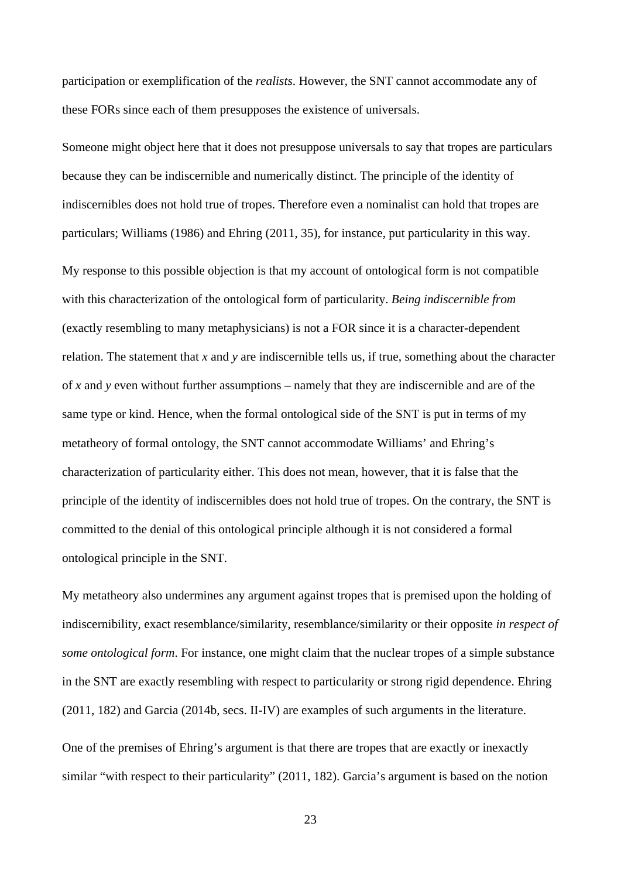participation or exemplification of the *realists*. However, the SNT cannot accommodate any of these FORs since each of them presupposes the existence of universals.

Someone might object here that it does not presuppose universals to say that tropes are particulars because they can be indiscernible and numerically distinct. The principle of the identity of indiscernibles does not hold true of tropes. Therefore even a nominalist can hold that tropes are particulars; Williams (1986) and Ehring (2011, 35), for instance, put particularity in this way.

My response to this possible objection is that my account of ontological form is not compatible with this characterization of the ontological form of particularity. *Being indiscernible from* (exactly resembling to many metaphysicians) is not a FOR since it is a character-dependent relation. The statement that *x* and *y* are indiscernible tells us, if true, something about the character of *x* and *y* even without further assumptions – namely that they are indiscernible and are of the same type or kind. Hence, when the formal ontological side of the SNT is put in terms of my metatheory of formal ontology, the SNT cannot accommodate Williams' and Ehring's characterization of particularity either. This does not mean, however, that it is false that the principle of the identity of indiscernibles does not hold true of tropes. On the contrary, the SNT is committed to the denial of this ontological principle although it is not considered a formal ontological principle in the SNT.

My metatheory also undermines any argument against tropes that is premised upon the holding of indiscernibility, exact resemblance/similarity, resemblance/similarity or their opposite *in respect of some ontological form*. For instance, one might claim that the nuclear tropes of a simple substance in the SNT are exactly resembling with respect to particularity or strong rigid dependence. Ehring (2011, 182) and Garcia (2014b, secs. II-IV) are examples of such arguments in the literature.

One of the premises of Ehring's argument is that there are tropes that are exactly or inexactly similar "with respect to their particularity" (2011, 182). Garcia's argument is based on the notion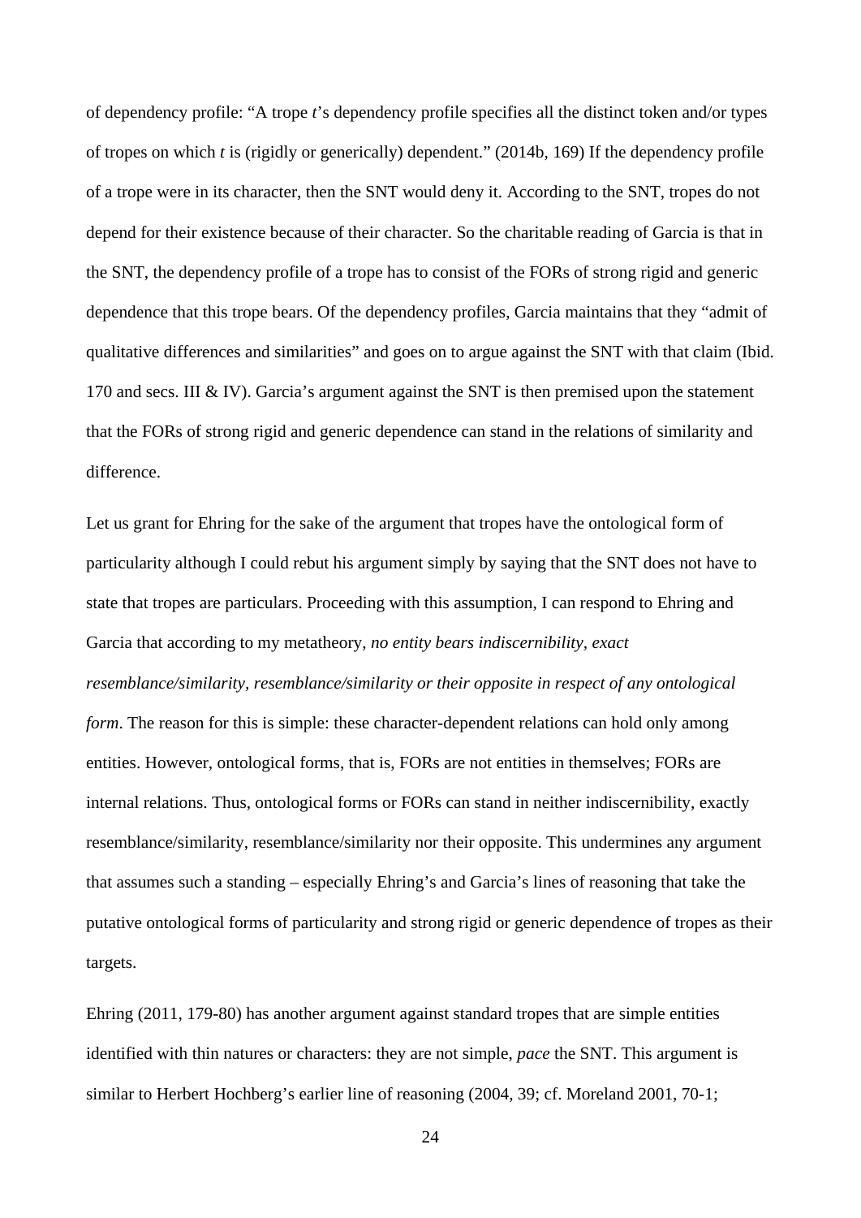of dependency profile: "A trope *t*'s dependency profile specifies all the distinct token and/or types of tropes on which *t* is (rigidly or generically) dependent." (2014b, 169) If the dependency profile of a trope were in its character, then the SNT would deny it. According to the SNT, tropes do not depend for their existence because of their character. So the charitable reading of Garcia is that in the SNT, the dependency profile of a trope has to consist of the FORs of strong rigid and generic dependence that this trope bears. Of the dependency profiles, Garcia maintains that they "admit of qualitative differences and similarities" and goes on to argue against the SNT with that claim (Ibid. 170 and secs. III & IV). Garcia's argument against the SNT is then premised upon the statement that the FORs of strong rigid and generic dependence can stand in the relations of similarity and difference.

Let us grant for Ehring for the sake of the argument that tropes have the ontological form of particularity although I could rebut his argument simply by saying that the SNT does not have to state that tropes are particulars. Proceeding with this assumption, I can respond to Ehring and Garcia that according to my metatheory, *no entity bears indiscernibility, exact resemblance/similarity, resemblance/similarity or their opposite in respect of any ontological form*. The reason for this is simple: these character-dependent relations can hold only among entities. However, ontological forms, that is, FORs are not entities in themselves; FORs are internal relations. Thus, ontological forms or FORs can stand in neither indiscernibility, exactly resemblance/similarity, resemblance/similarity nor their opposite. This undermines any argument that assumes such a standing – especially Ehring's and Garcia's lines of reasoning that take the putative ontological forms of particularity and strong rigid or generic dependence of tropes as their targets.

Ehring (2011, 179-80) has another argument against standard tropes that are simple entities identified with thin natures or characters: they are not simple, *pace* the SNT. This argument is similar to Herbert Hochberg's earlier line of reasoning (2004, 39; cf. Moreland 2001, 70-1;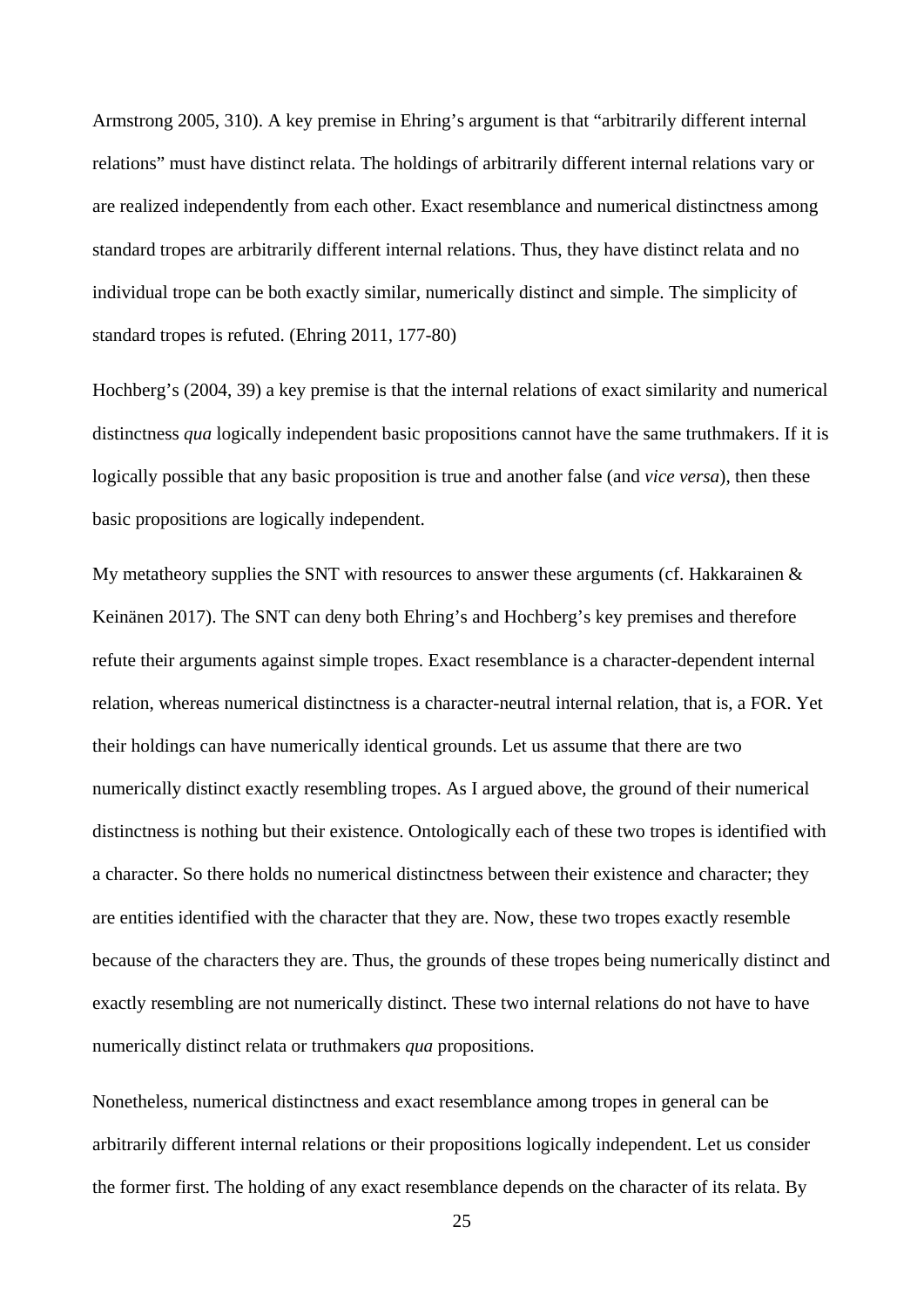Armstrong 2005, 310). A key premise in Ehring's argument is that "arbitrarily different internal relations" must have distinct relata. The holdings of arbitrarily different internal relations vary or are realized independently from each other. Exact resemblance and numerical distinctness among standard tropes are arbitrarily different internal relations. Thus, they have distinct relata and no individual trope can be both exactly similar, numerically distinct and simple. The simplicity of standard tropes is refuted. (Ehring 2011, 177-80)

Hochberg's (2004, 39) a key premise is that the internal relations of exact similarity and numerical distinctness *qua* logically independent basic propositions cannot have the same truthmakers. If it is logically possible that any basic proposition is true and another false (and *vice versa*), then these basic propositions are logically independent.

My metatheory supplies the SNT with resources to answer these arguments (cf. Hakkarainen & Keinänen 2017). The SNT can deny both Ehring's and Hochberg's key premises and therefore refute their arguments against simple tropes. Exact resemblance is a character-dependent internal relation, whereas numerical distinctness is a character-neutral internal relation, that is, a FOR. Yet their holdings can have numerically identical grounds. Let us assume that there are two numerically distinct exactly resembling tropes. As I argued above, the ground of their numerical distinctness is nothing but their existence. Ontologically each of these two tropes is identified with a character. So there holds no numerical distinctness between their existence and character; they are entities identified with the character that they are. Now, these two tropes exactly resemble because of the characters they are. Thus, the grounds of these tropes being numerically distinct and exactly resembling are not numerically distinct. These two internal relations do not have to have numerically distinct relata or truthmakers *qua* propositions.

Nonetheless, numerical distinctness and exact resemblance among tropes in general can be arbitrarily different internal relations or their propositions logically independent. Let us consider the former first. The holding of any exact resemblance depends on the character of its relata. By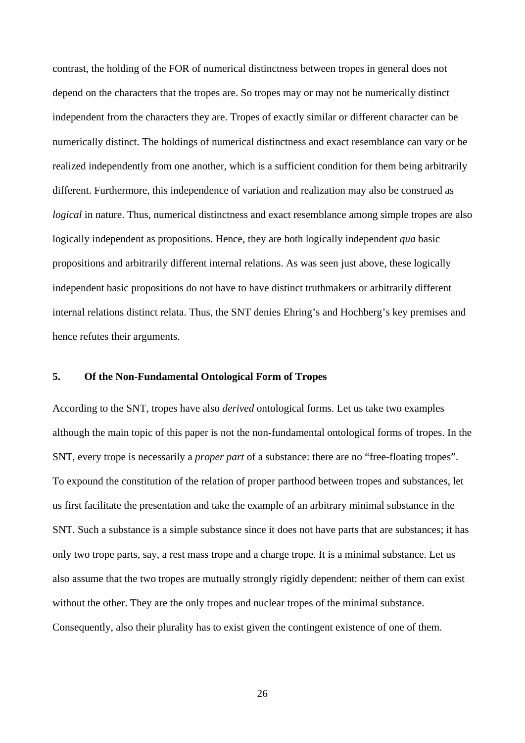contrast, the holding of the FOR of numerical distinctness between tropes in general does not depend on the characters that the tropes are. So tropes may or may not be numerically distinct independent from the characters they are. Tropes of exactly similar or different character can be numerically distinct. The holdings of numerical distinctness and exact resemblance can vary or be realized independently from one another, which is a sufficient condition for them being arbitrarily different. Furthermore, this independence of variation and realization may also be construed as *logical* in nature. Thus, numerical distinctness and exact resemblance among simple tropes are also logically independent as propositions. Hence, they are both logically independent *qua* basic propositions and arbitrarily different internal relations. As was seen just above, these logically independent basic propositions do not have to have distinct truthmakers or arbitrarily different internal relations distinct relata. Thus, the SNT denies Ehring's and Hochberg's key premises and hence refutes their arguments.

## 5. Of the Non-Fundamental Ontological Form of Tropes

According to the SNT, tropes have also *derived* ontological forms. Let us take two examples although the main topic of this paper is not the non-fundamental ontological forms of tropes. In the SNT, every trope is necessarily a *proper part* of a substance: there are no "free-floating tropes". To expound the constitution of the relation of proper parthood between tropes and substances, let us first facilitate the presentation and take the example of an arbitrary minimal substance in the SNT. Such a substance is a simple substance since it does not have parts that are substances; it has only two trope parts, say, a rest mass trope and a charge trope. It is a minimal substance. Let us also assume that the two tropes are mutually strongly rigidly dependent: neither of them can exist without the other. They are the only tropes and nuclear tropes of the minimal substance. Consequently, also their plurality has to exist given the contingent existence of one of them.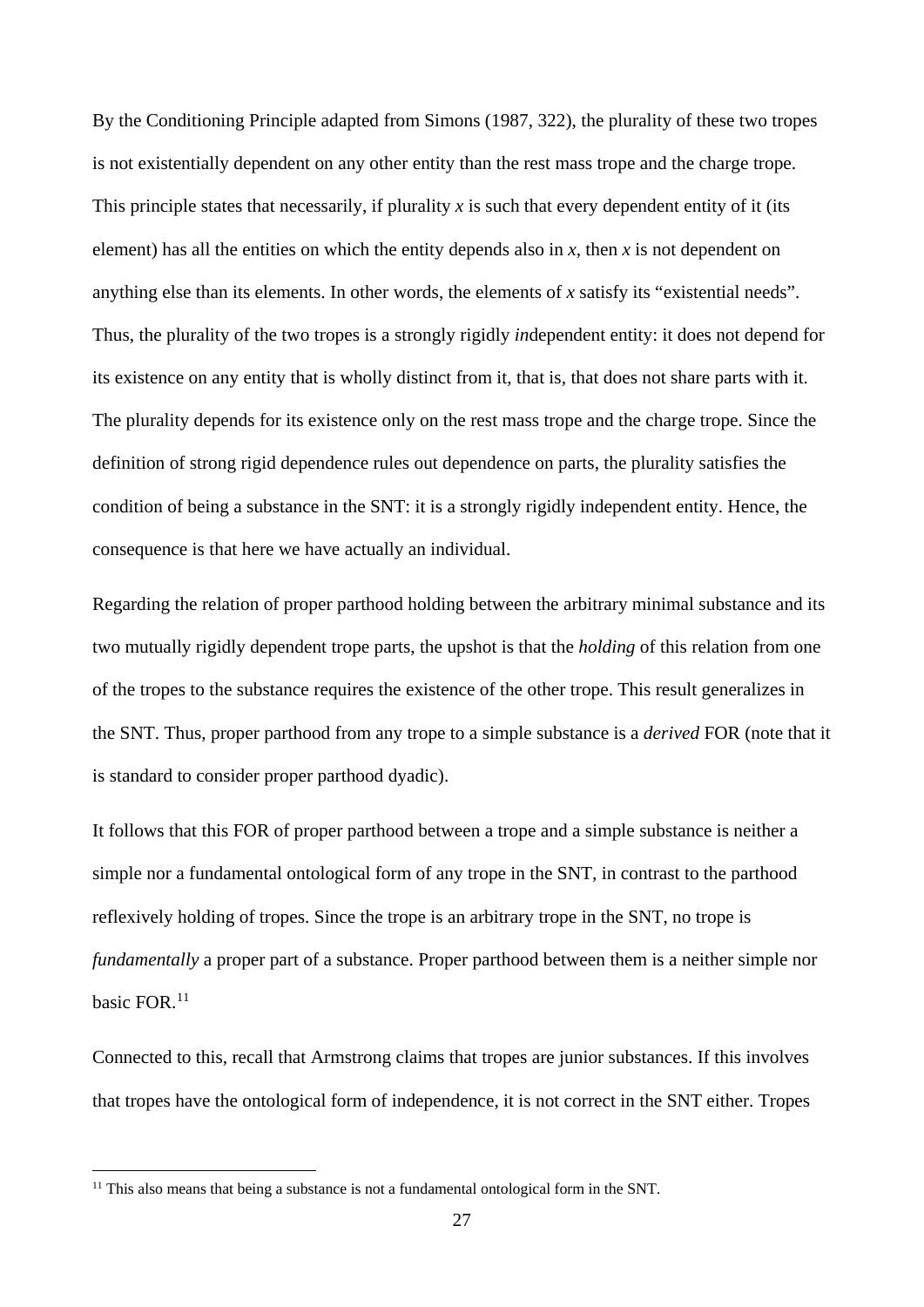By the Conditioning Principle adapted from Simons (1987, 322), the plurality of these two tropes is not existentially dependent on any other entity than the rest mass trope and the charge trope. This principle states that necessarily, if plurality $x$ is such that every dependent entity of it (its element) has all the entities on which the entity depends also in $x$, then $x$ is not dependent on anything else than its elements. In other words, the elements of $x$ satisfy its "existential needs". Thus, the plurality of the two tropes is a strongly rigidly *in*dependent entity: it does not depend for its existence on any entity that is wholly distinct from it, that is, that does not share parts with it. The plurality depends for its existence only on the rest mass trope and the charge trope. Since the definition of strong rigid dependence rules out dependence on parts, the plurality satisfies the condition of being a substance in the SNT: it is a strongly rigidly independent entity. Hence, the consequence is that here we have actually an individual.

Regarding the relation of proper parthood holding between the arbitrary minimal substance and its two mutually rigidly dependent trope parts, the upshot is that the *holding* of this relation from one of the tropes to the substance requires the existence of the other trope. This result generalizes in the SNT. Thus, proper parthood from any trope to a simple substance is a *derived* FOR (note that it is standard to consider proper parthood dyadic).

It follows that this FOR of proper parthood between a trope and a simple substance is neither a simple nor a fundamental ontological form of any trope in the SNT, in contrast to the parthood reflexively holding of tropes. Since the trope is an arbitrary trope in the SNT, no trope is *fundamentally* a proper part of a substance. Proper parthood between them is a neither simple nor basic FOR.[11]

Connected to this, recall that Armstrong claims that tropes are junior substances. If this involves that tropes have the ontological form of independence, it is not correct in the SNT either. Tropes

[11] This also means that being a substance is not a fundamental ontological form in the SNT.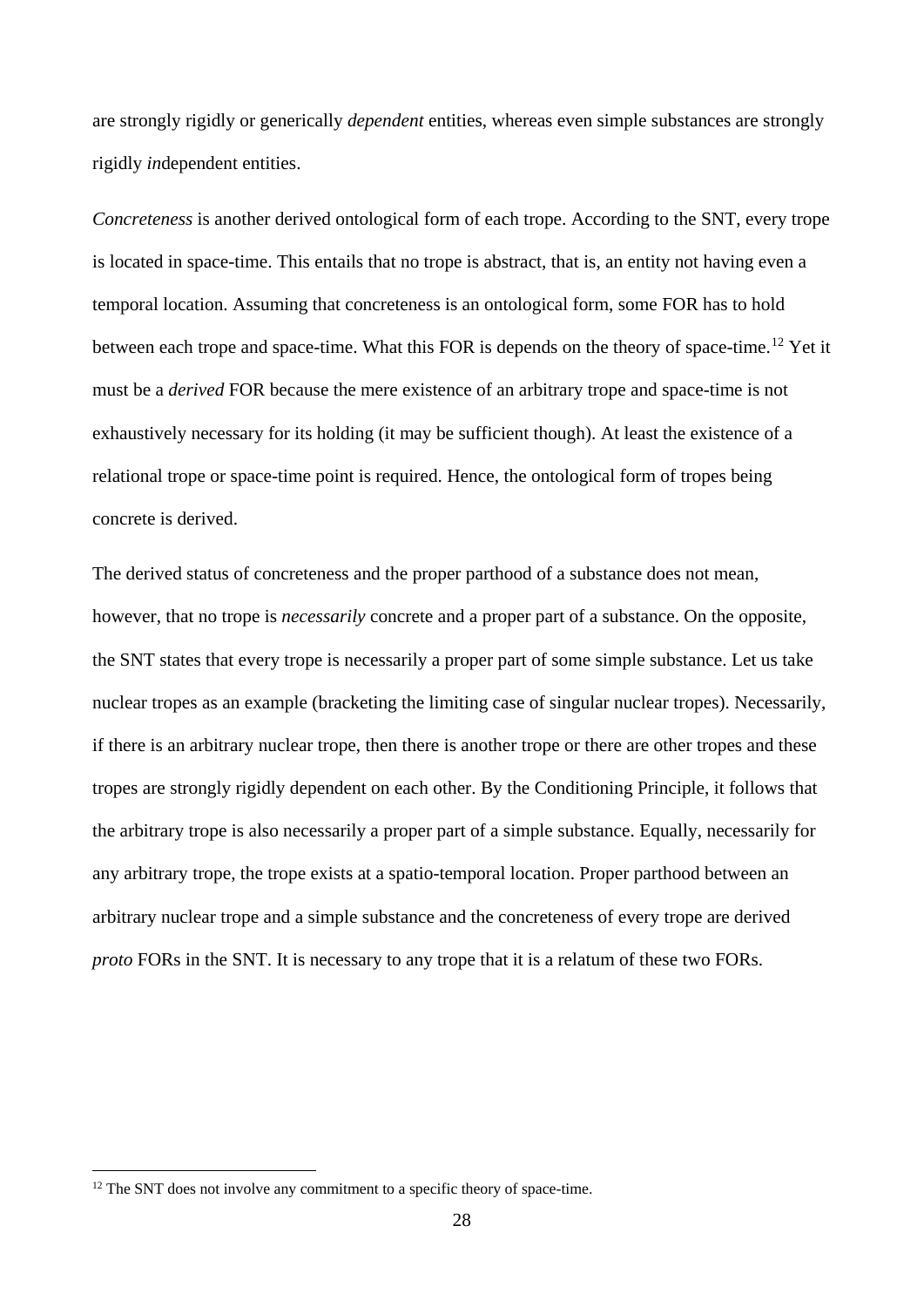are strongly rigidly or generically *dependent* entities, whereas even simple substances are strongly rigidly *in*dependent entities.

*Concreteness* is another derived ontological form of each trope. According to the SNT, every trope is located in space-time. This entails that no trope is abstract, that is, an entity not having even a temporal location. Assuming that concreteness is an ontological form, some FOR has to hold between each trope and space-time. What this FOR is depends on the theory of space-time.[12] Yet it must be a *derived* FOR because the mere existence of an arbitrary trope and space-time is not exhaustively necessary for its holding (it may be sufficient though). At least the existence of a relational trope or space-time point is required. Hence, the ontological form of tropes being concrete is derived.

The derived status of concreteness and the proper parthood of a substance does not mean, however, that no trope is *necessarily* concrete and a proper part of a substance. On the opposite, the SNT states that every trope is necessarily a proper part of some simple substance. Let us take nuclear tropes as an example (bracketing the limiting case of singular nuclear tropes). Necessarily, if there is an arbitrary nuclear trope, then there is another trope or there are other tropes and these tropes are strongly rigidly dependent on each other. By the Conditioning Principle, it follows that the arbitrary trope is also necessarily a proper part of a simple substance. Equally, necessarily for any arbitrary trope, the trope exists at a spatio-temporal location. Proper parthood between an arbitrary nuclear trope and a simple substance and the concreteness of every trope are derived *proto* FORs in the SNT. It is necessary to any trope that it is a relatum of these two FORs.

[12] The SNT does not involve any commitment to a specific theory of space-time.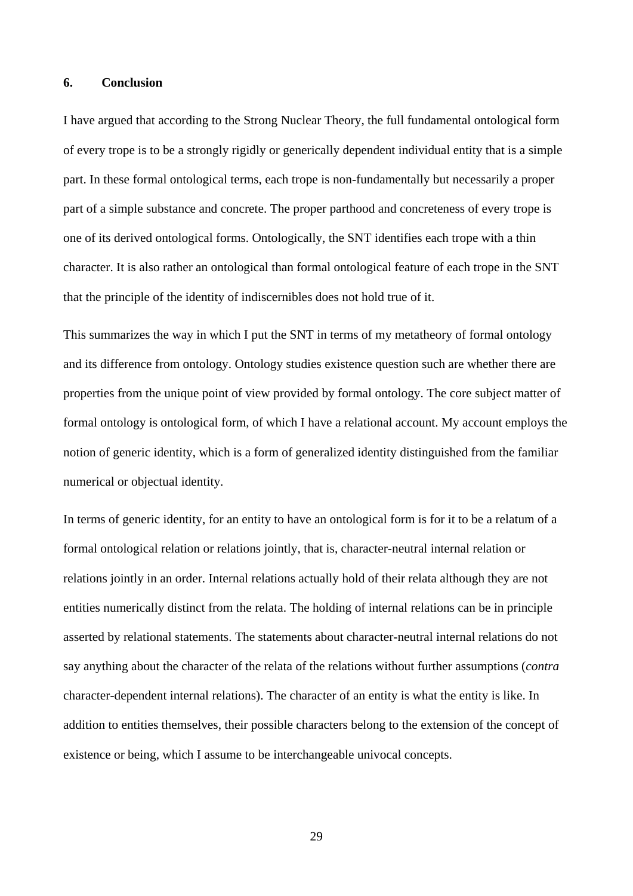## 6. Conclusion

I have argued that according to the Strong Nuclear Theory, the full fundamental ontological form of every trope is to be a strongly rigidly or generically dependent individual entity that is a simple part. In these formal ontological terms, each trope is non-fundamentally but necessarily a proper part of a simple substance and concrete. The proper parthood and concreteness of every trope is one of its derived ontological forms. Ontologically, the SNT identifies each trope with a thin character. It is also rather an ontological than formal ontological feature of each trope in the SNT that the principle of the identity of indiscernibles does not hold true of it.

This summarizes the way in which I put the SNT in terms of my metatheory of formal ontology and its difference from ontology. Ontology studies existence question such are whether there are properties from the unique point of view provided by formal ontology. The core subject matter of formal ontology is ontological form, of which I have a relational account. My account employs the notion of generic identity, which is a form of generalized identity distinguished from the familiar numerical or objectual identity.

In terms of generic identity, for an entity to have an ontological form is for it to be a relatum of a formal ontological relation or relations jointly, that is, character-neutral internal relation or relations jointly in an order. Internal relations actually hold of their relata although they are not entities numerically distinct from the relata. The holding of internal relations can be in principle asserted by relational statements. The statements about character-neutral internal relations do not say anything about the character of the relata of the relations without further assumptions (*contra* character-dependent internal relations). The character of an entity is what the entity is like. In addition to entities themselves, their possible characters belong to the extension of the concept of existence or being, which I assume to be interchangeable univocal concepts.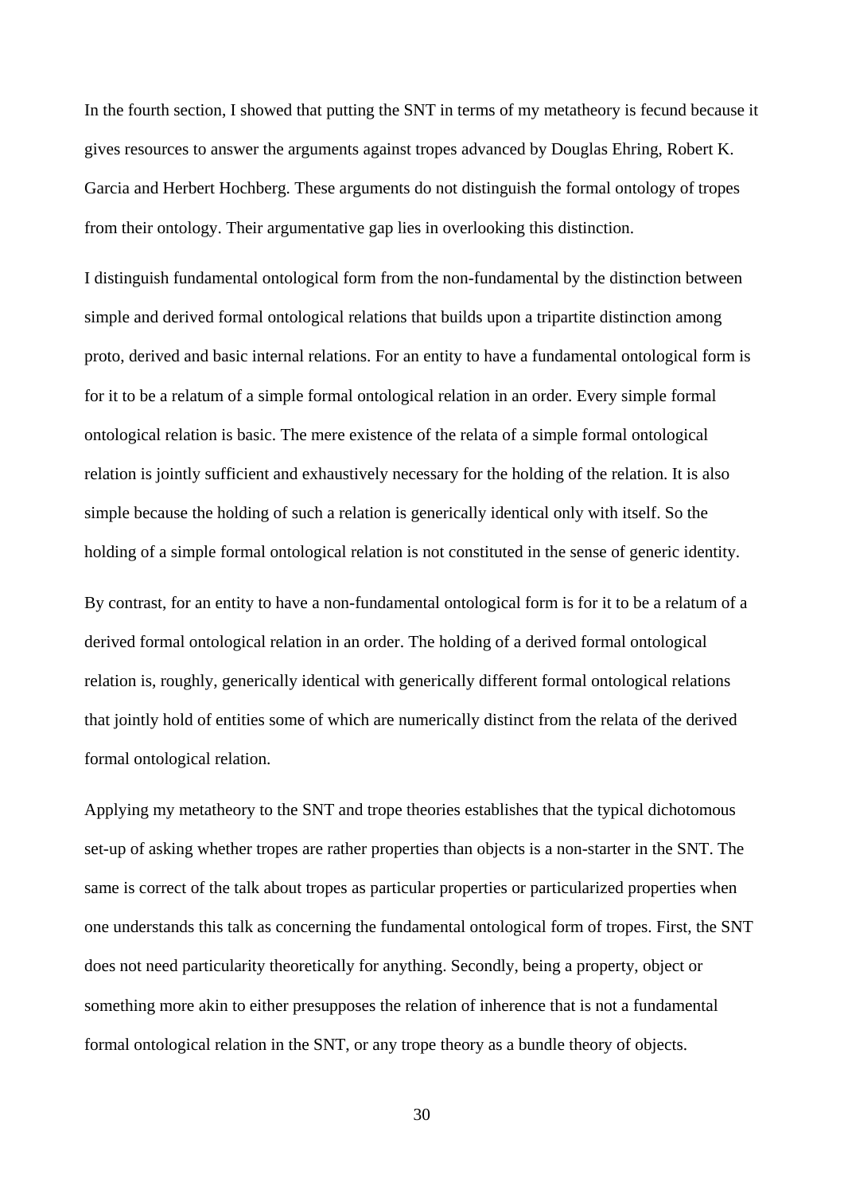In the fourth section, I showed that putting the SNT in terms of my metatheory is fecund because it gives resources to answer the arguments against tropes advanced by Douglas Ehring, Robert K. Garcia and Herbert Hochberg. These arguments do not distinguish the formal ontology of tropes from their ontology. Their argumentative gap lies in overlooking this distinction.

I distinguish fundamental ontological form from the non-fundamental by the distinction between simple and derived formal ontological relations that builds upon a tripartite distinction among proto, derived and basic internal relations. For an entity to have a fundamental ontological form is for it to be a relatum of a simple formal ontological relation in an order. Every simple formal ontological relation is basic. The mere existence of the relata of a simple formal ontological relation is jointly sufficient and exhaustively necessary for the holding of the relation. It is also simple because the holding of such a relation is generically identical only with itself. So the holding of a simple formal ontological relation is not constituted in the sense of generic identity.

By contrast, for an entity to have a non-fundamental ontological form is for it to be a relatum of a derived formal ontological relation in an order. The holding of a derived formal ontological relation is, roughly, generically identical with generically different formal ontological relations that jointly hold of entities some of which are numerically distinct from the relata of the derived formal ontological relation.

Applying my metatheory to the SNT and trope theories establishes that the typical dichotomous set-up of asking whether tropes are rather properties than objects is a non-starter in the SNT. The same is correct of the talk about tropes as particular properties or particularized properties when one understands this talk as concerning the fundamental ontological form of tropes. First, the SNT does not need particularity theoretically for anything. Secondly, being a property, object or something more akin to either presupposes the relation of inherence that is not a fundamental formal ontological relation in the SNT, or any trope theory as a bundle theory of objects.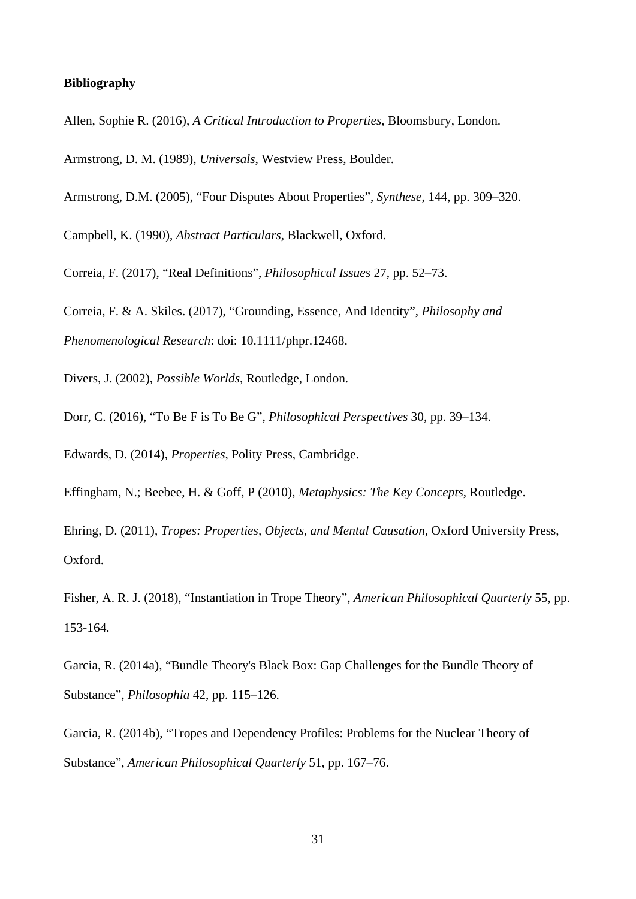**Bibliography**

Allen, Sophie R. (2016), *A Critical Introduction to Properties*, Bloomsbury, London.

Armstrong, D. M. (1989), *Universals*, Westview Press, Boulder.

Armstrong, D.M. (2005), “Four Disputes About Properties”, *Synthese*, 144, pp. 309–320.

Campbell, K. (1990), *Abstract Particulars*, Blackwell, Oxford.

Correia, F. (2017), “Real Definitions”, *Philosophical Issues* 27, pp. 52–73.

Correia, F. & A. Skiles. (2017), “Grounding, Essence, And Identity”, *Philosophy and Phenomenological Research*: doi: 10.1111/phpr.12468.

Divers, J. (2002), *Possible Worlds*, Routledge, London.

Dorr, C. (2016), “To Be F is To Be G”, *Philosophical Perspectives* 30, pp. 39–134.

Edwards, D. (2014), *Properties*, Polity Press, Cambridge.

Effingham, N.; Beebee, H. & Goff, P (2010), *Metaphysics: The Key Concepts*, Routledge.

Ehring, D. (2011), *Tropes: Properties, Objects, and Mental Causation*, Oxford University Press, Oxford.

Fisher, A. R. J. (2018), “Instantiation in Trope Theory”, *American Philosophical Quarterly* 55, pp. 153-164.

Garcia, R. (2014a), “Bundle Theory's Black Box: Gap Challenges for the Bundle Theory of Substance”, *Philosophia* 42, pp. 115–126.

Garcia, R. (2014b), “Tropes and Dependency Profiles: Problems for the Nuclear Theory of Substance”, *American Philosophical Quarterly* 51, pp. 167–76.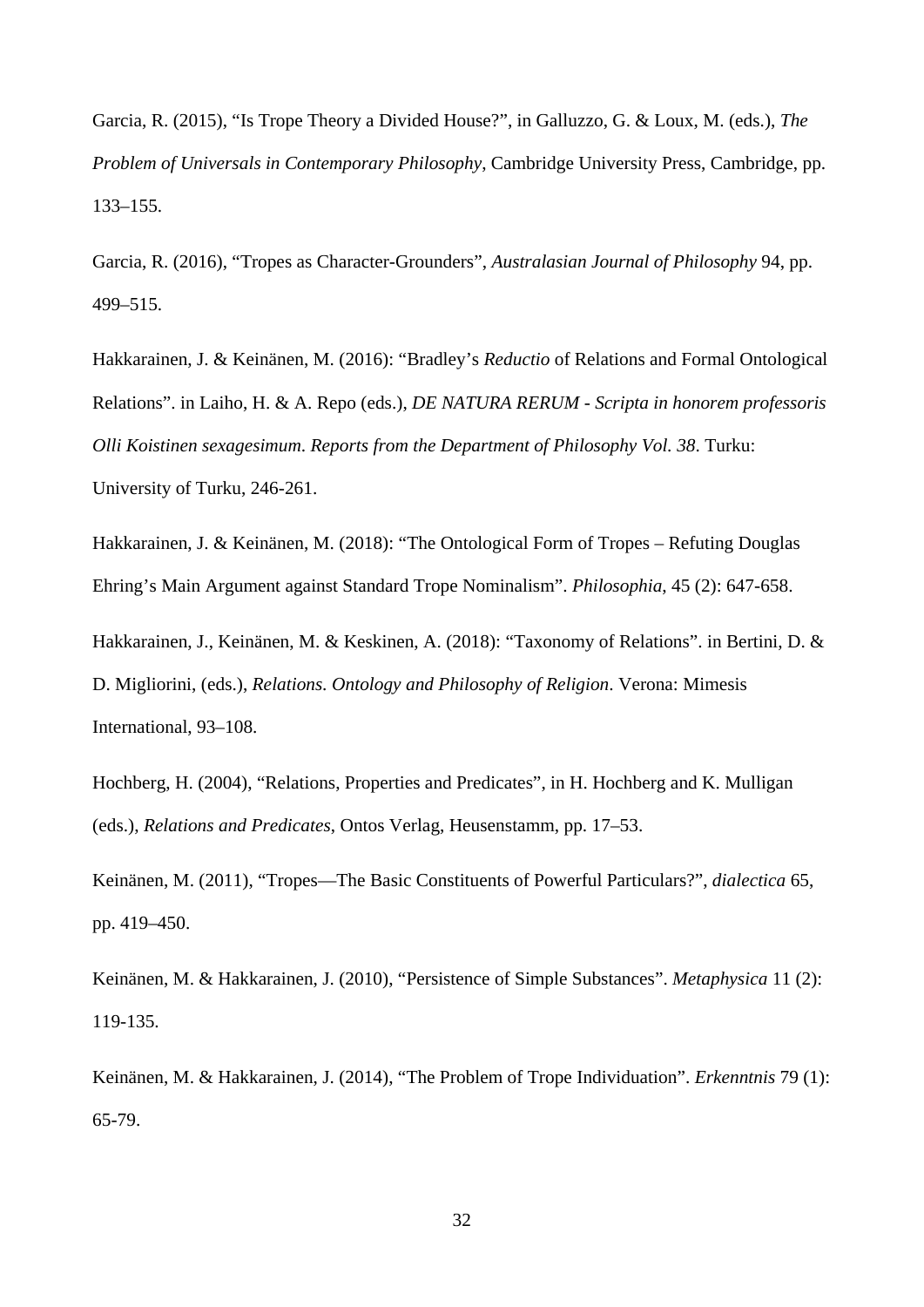Garcia, R. (2015), “Is Trope Theory a Divided House?”, in Galluzzo, G. & Loux, M. (eds.), *The Problem of Universals in Contemporary Philosophy*, Cambridge University Press, Cambridge, pp. 133–155.

Garcia, R. (2016), “Tropes as Character-Grounders”, *Australasian Journal of Philosophy* 94, pp. 499–515.

Hakkarainen, J. & Keinänen, M. (2016): “Bradley’s *Reductio* of Relations and Formal Ontological Relations”. in Laiho, H. & A. Repo (eds.), *DE NATURA RERUM - Scripta in honorem professoris Olli Koistinen sexagesimum. Reports from the Department of Philosophy Vol. 38*. Turku: University of Turku, 246-261.

Hakkarainen, J. & Keinänen, M. (2018): “The Ontological Form of Tropes – Refuting Douglas Ehring’s Main Argument against Standard Trope Nominalism”. *Philosophia*, 45 (2): 647-658.

Hakkarainen, J., Keinänen, M. & Keskinen, A. (2018): “Taxonomy of Relations”. in Bertini, D. & D. Migliorini, (eds.), *Relations. Ontology and Philosophy of Religion*. Verona: Mimesis International, 93–108.

Hochberg, H. (2004), “Relations, Properties and Predicates”, in H. Hochberg and K. Mulligan (eds.), *Relations and Predicates*, Ontos Verlag, Heusenstamm, pp. 17–53.

Keinänen, M. (2011), “Tropes—The Basic Constituents of Powerful Particulars?”, *dialectica* 65, pp. 419–450.

Keinänen, M. & Hakkarainen, J. (2010), “Persistence of Simple Substances”. *Metaphysica* 11 (2): 119-135.

Keinänen, M. & Hakkarainen, J. (2014), “The Problem of Trope Individuation”. *Erkenntnis* 79 (1): 65-79.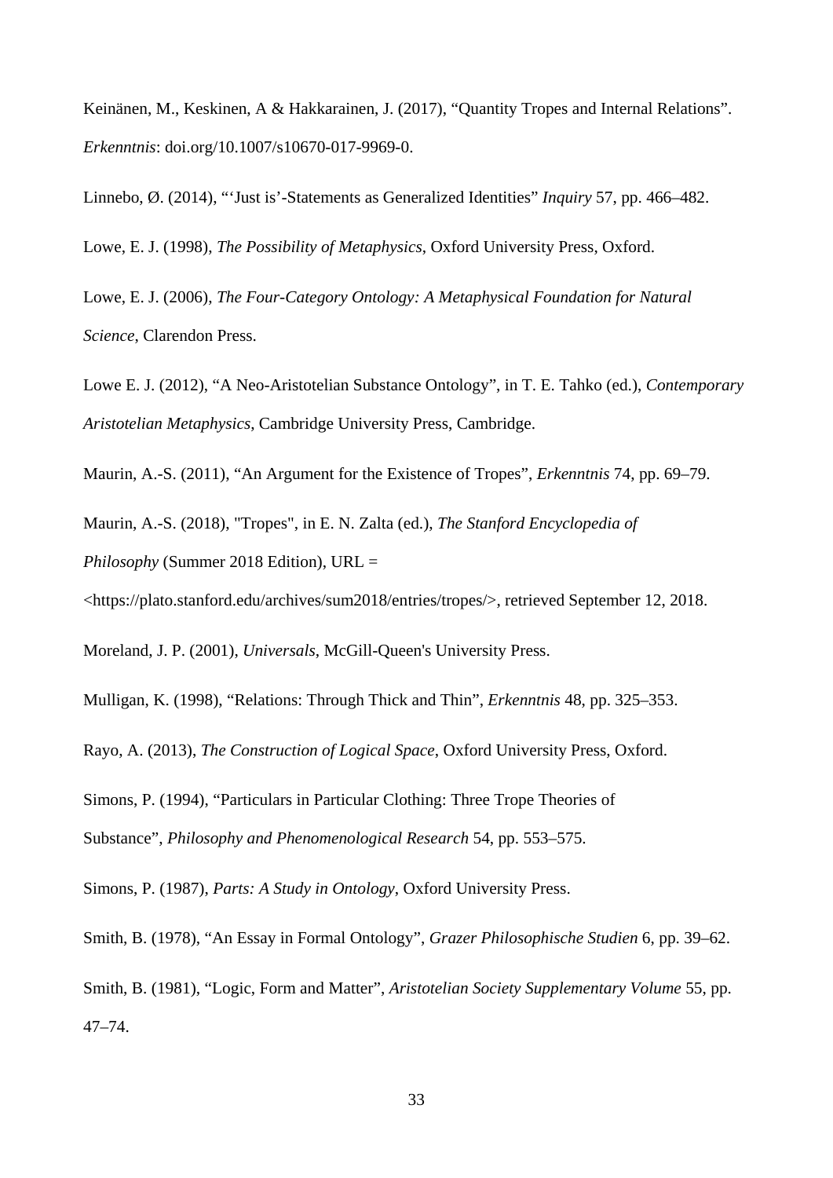Keinänen, M., Keskinen, A & Hakkarainen, J. (2017), "Quantity Tropes and Internal Relations". *Erkenntnis*: doi.org/10.1007/s10670-017-9969-0.

Linnebo, Ø. (2014), "'Just is'-Statements as Generalized Identities" *Inquiry* 57, pp. 466–482.

Lowe, E. J. (1998), *The Possibility of Metaphysics*, Oxford University Press, Oxford.

Lowe, E. J. (2006), *The Four-Category Ontology: A Metaphysical Foundation for Natural Science*, Clarendon Press.

Lowe E. J. (2012), "A Neo-Aristotelian Substance Ontology", in T. E. Tahko (ed.), *Contemporary Aristotelian Metaphysics*, Cambridge University Press, Cambridge.

Maurin, A.-S. (2011), "An Argument for the Existence of Tropes", *Erkenntnis* 74, pp. 69–79.

Maurin, A.-S. (2018), "Tropes", in E. N. Zalta (ed.), *The Stanford Encyclopedia of Philosophy* (Summer 2018 Edition), URL = <https://plato.stanford.edu/archives/sum2018/entries/tropes/>, retrieved September 12, 2018.

Moreland, J. P. (2001), *Universals*, McGill-Queen's University Press.

Mulligan, K. (1998), "Relations: Through Thick and Thin", *Erkenntnis* 48, pp. 325–353.

Rayo, A. (2013), *The Construction of Logical Space*, Oxford University Press, Oxford.

Simons, P. (1994), "Particulars in Particular Clothing: Three Trope Theories of Substance", *Philosophy and Phenomenological Research* 54, pp. 553–575.

Simons, P. (1987), *Parts: A Study in Ontology*, Oxford University Press.

Smith, B. (1978), "An Essay in Formal Ontology", *Grazer Philosophische Studien* 6, pp. 39–62.

Smith, B. (1981), "Logic, Form and Matter", *Aristotelian Society Supplementary Volume* 55, pp. 47–74.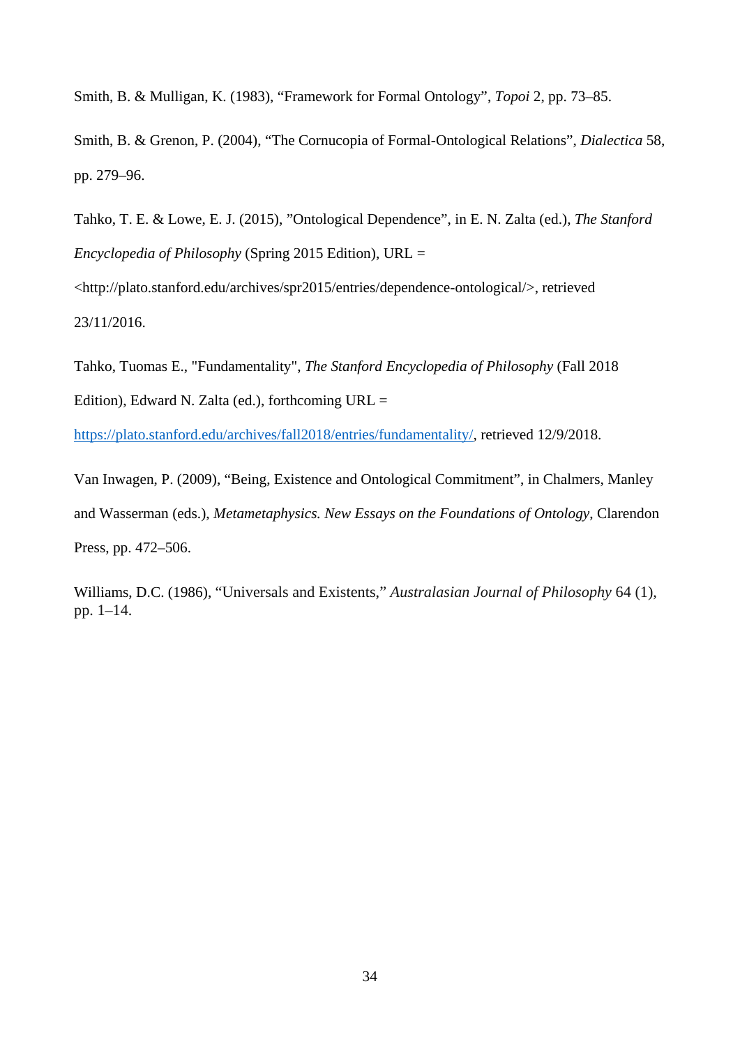Smith, B. & Mulligan, K. (1983), "Framework for Formal Ontology", *Topoi* 2, pp. 73–85.

Smith, B. & Grenon, P. (2004), "The Cornucopia of Formal-Ontological Relations", *Dialectica* 58, pp. 279–96.

Tahko, T. E. & Lowe, E. J. (2015), "Ontological Dependence", in E. N. Zalta (ed.), *The Stanford Encyclopedia of Philosophy* (Spring 2015 Edition), URL = <http://plato.stanford.edu/archives/spr2015/entries/dependence-ontological/>, retrieved 23/11/2016.

Tahko, Tuomas E., "Fundamentality", *The Stanford Encyclopedia of Philosophy* (Fall 2018 Edition), Edward N. Zalta (ed.), forthcoming URL = https://plato.stanford.edu/archives/fall2018/entries/fundamentality/, retrieved 12/9/2018.

Van Inwagen, P. (2009), "Being, Existence and Ontological Commitment", in Chalmers, Manley and Wasserman (eds.), *Metametaphysics. New Essays on the Foundations of Ontology*, Clarendon Press, pp. 472–506.

Williams, D.C. (1986), "Universals and Existents," *Australasian Journal of Philosophy* 64 (1), pp. 1–14.